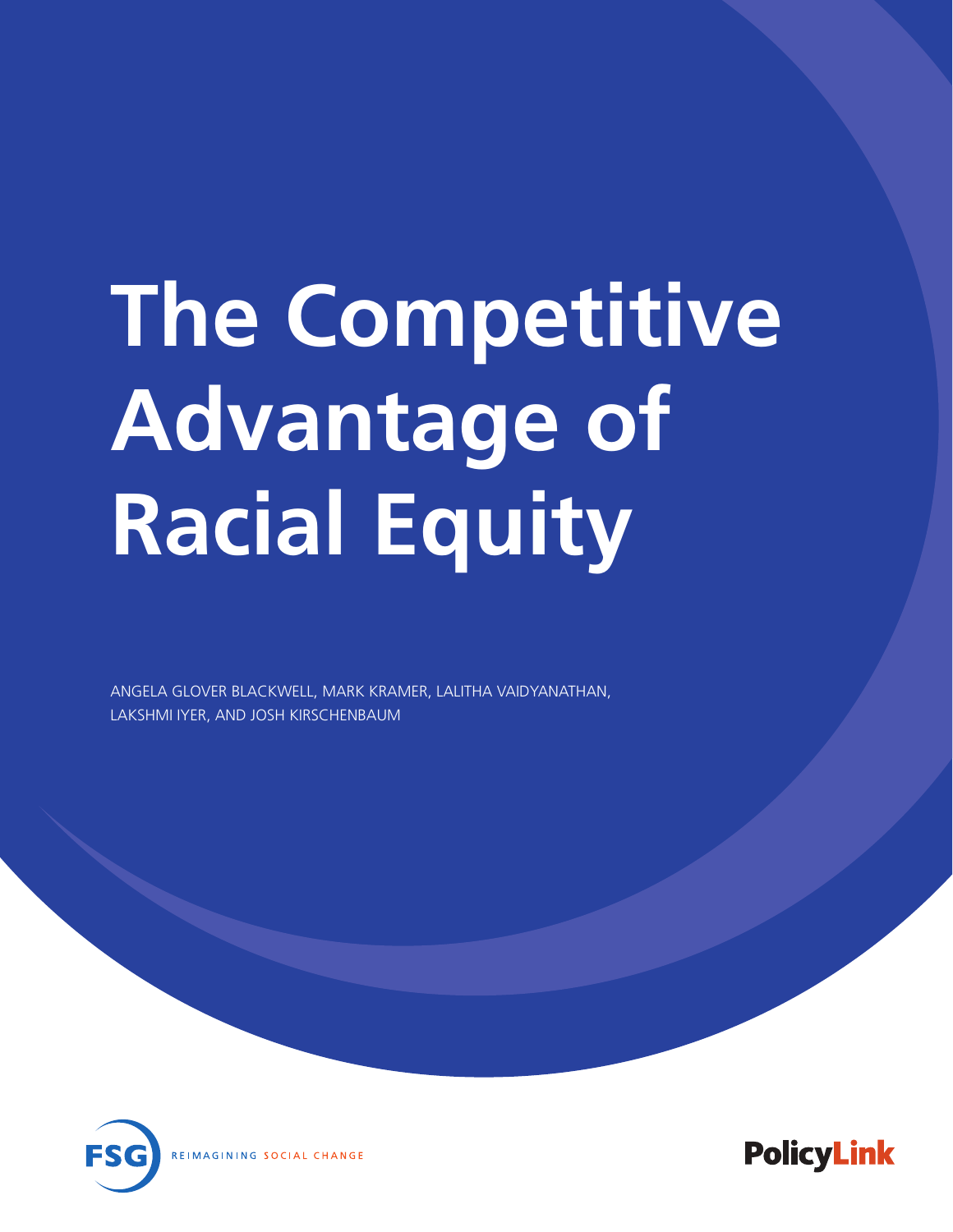# The Competitive Advantage of Racial Equity

ANGELA GLOVER BLACKWELL, MARK KRAMER, LALITHA VAIDYANATHAN, LAKSHMI IYER, AND JOSH KIRSCHENBAUM

FSG REIMAGINING SOCIAL CHANGE

PolicyLink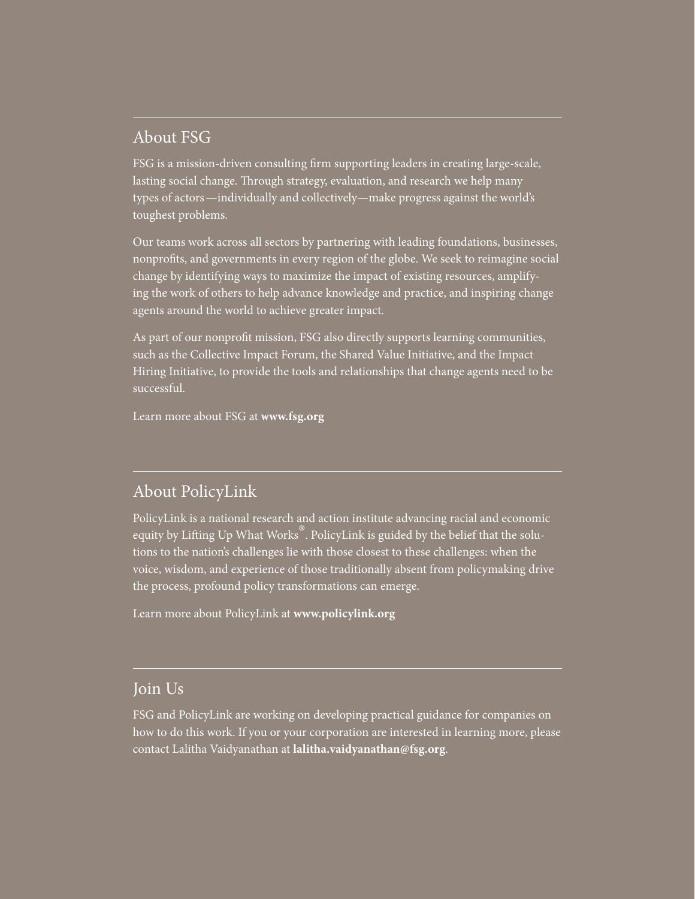## About FSG

FSG is a mission-driven consulting firm supporting leaders in creating large-scale, lasting social change. Through strategy, evaluation, and research we help many types of actors—individually and collectively—make progress against the world's toughest problems.

Our teams work across all sectors by partnering with leading foundations, businesses, nonprofits, and governments in every region of the globe. We seek to reimagine social change by identifying ways to maximize the impact of existing resources, amplifying the work of others to help advance knowledge and practice, and inspiring change agents around the world to achieve greater impact.

As part of our nonprofit mission, FSG also directly supports learning communities, such as the Collective Impact Forum, the Shared Value Initiative, and the Impact Hiring Initiative, to provide the tools and relationships that change agents need to be successful.

Learn more about FSG at **www.fsg.org**

## About PolicyLink

PolicyLink is a national research and action institute advancing racial and economic equity by Lifting Up What Works®. PolicyLink is guided by the belief that the solutions to the nation's challenges lie with those closest to these challenges: when the voice, wisdom, and experience of those traditionally absent from policymaking drive the process, profound policy transformations can emerge.

Learn more about PolicyLink at **www.policylink.org**

## Join Us

FSG and PolicyLink are working on developing practical guidance for companies on how to do this work. If you or your corporation are interested in learning more, please contact Lalitha Vaidyanathan at **lalitha.vaidyanathan@fsg.org**.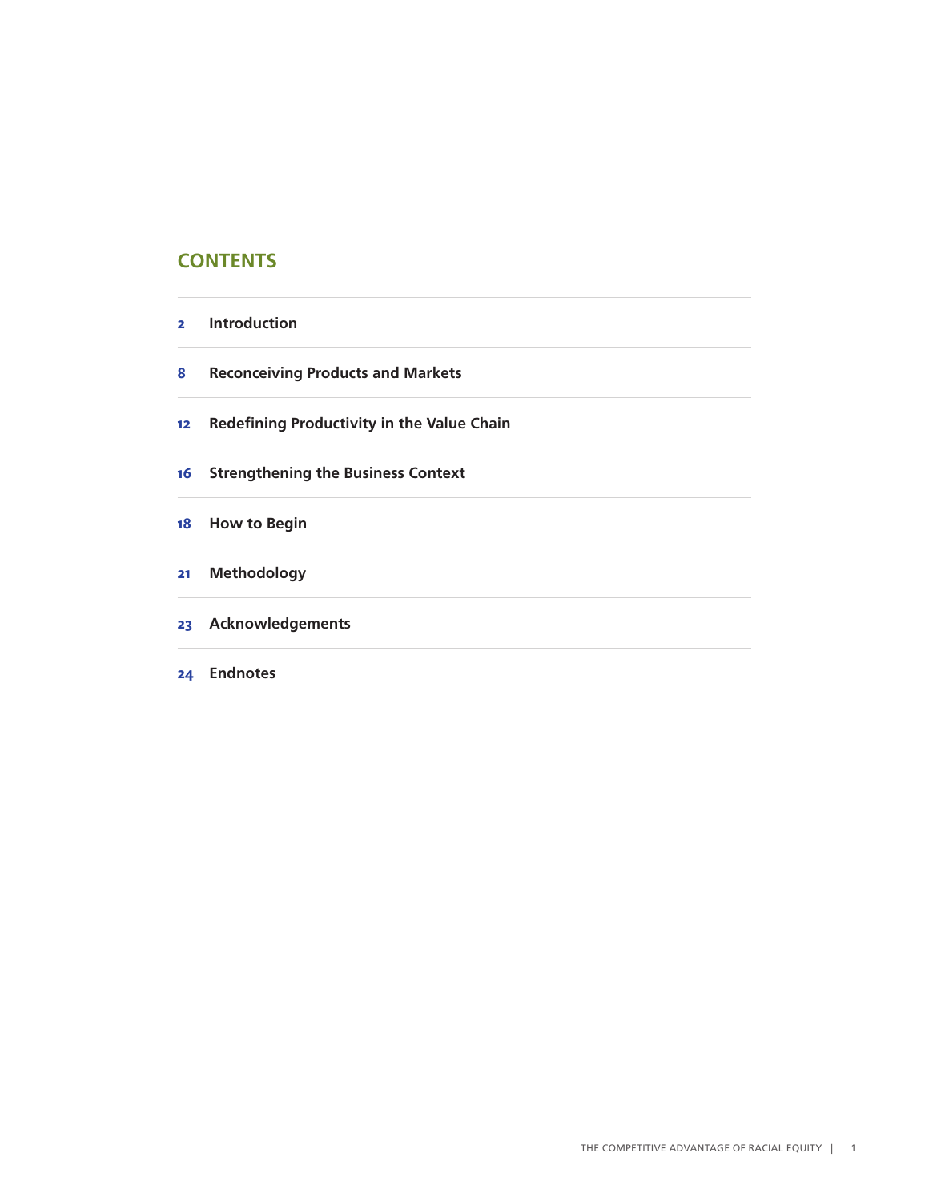## CONTENTS

| | |
|---|---|
| 2 | Introduction |
| 8 | Reconceiving Products and Markets |
| 12 | Redefining Productivity in the Value Chain |
| 16 | Strengthening the Business Context |
| 18 | How to Begin |
| 21 | Methodology |
| 23 | Acknowledgements |
| 24 | Endnotes |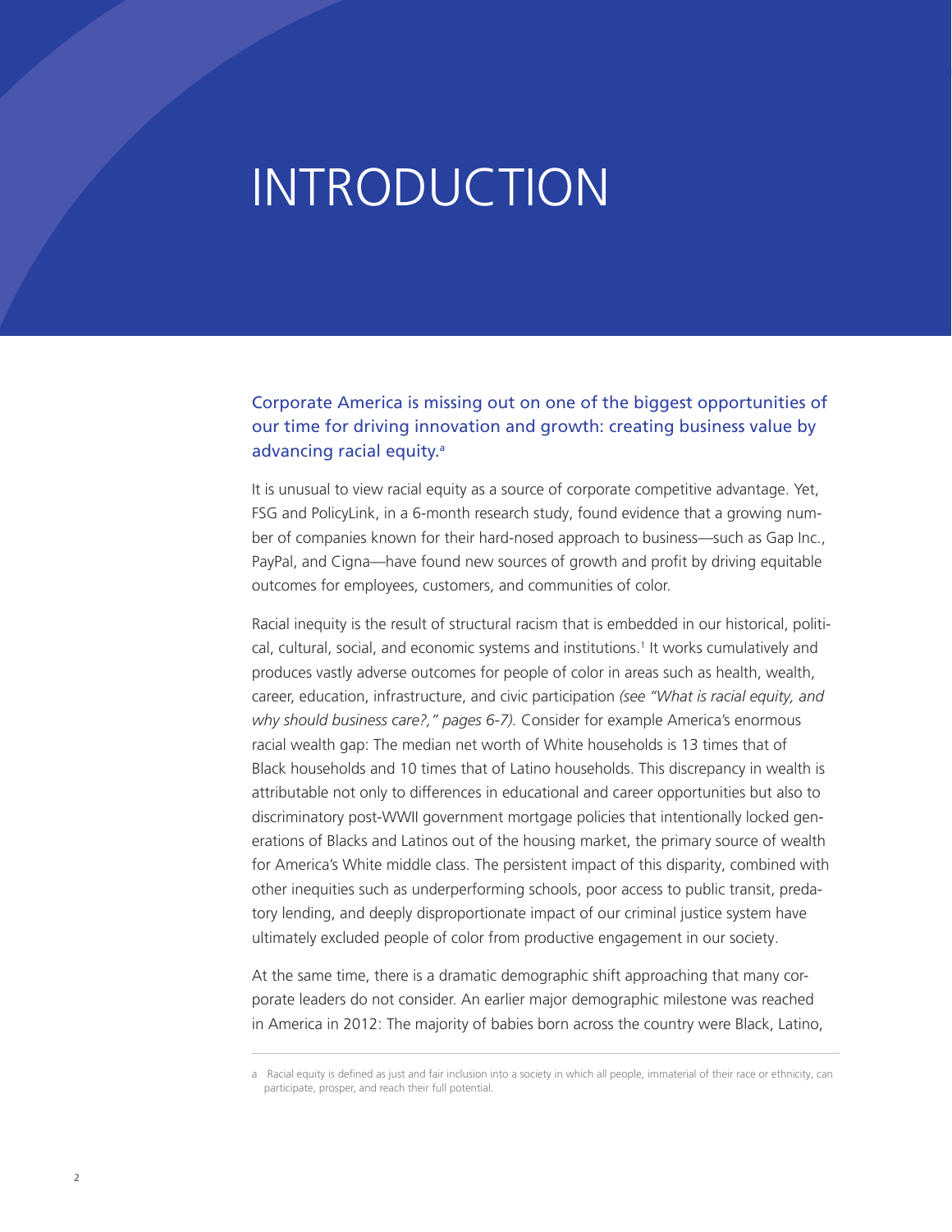# INTRODUCTION

Corporate America is missing out on one of the biggest opportunities of our time for driving innovation and growth: creating business value by advancing racial equity.[a]

It is unusual to view racial equity as a source of corporate competitive advantage. Yet, FSG and PolicyLink, in a 6-month research study, found evidence that a growing number of companies known for their hard-nosed approach to business—such as Gap Inc., PayPal, and Cigna—have found new sources of growth and profit by driving equitable outcomes for employees, customers, and communities of color.

Racial inequity is the result of structural racism that is embedded in our historical, political, cultural, social, and economic systems and institutions.[1] It works cumulatively and produces vastly adverse outcomes for people of color in areas such as health, wealth, career, education, infrastructure, and civic participation *(see "What is racial equity, and why should business care?," pages 6-7).* Consider for example America's enormous racial wealth gap: The median net worth of White households is 13 times that of Black households and 10 times that of Latino households. This discrepancy in wealth is attributable not only to differences in educational and career opportunities but also to discriminatory post-WWII government mortgage policies that intentionally locked generations of Blacks and Latinos out of the housing market, the primary source of wealth for America's White middle class. The persistent impact of this disparity, combined with other inequities such as underperforming schools, poor access to public transit, predatory lending, and deeply disproportionate impact of our criminal justice system have ultimately excluded people of color from productive engagement in our society.

At the same time, there is a dramatic demographic shift approaching that many corporate leaders do not consider. An earlier major demographic milestone was reached in America in 2012: The majority of babies born across the country were Black, Latino,

a Racial equity is defined as just and fair inclusion into a society in which all people, immaterial of their race or ethnicity, can participate, prosper, and reach their full potential.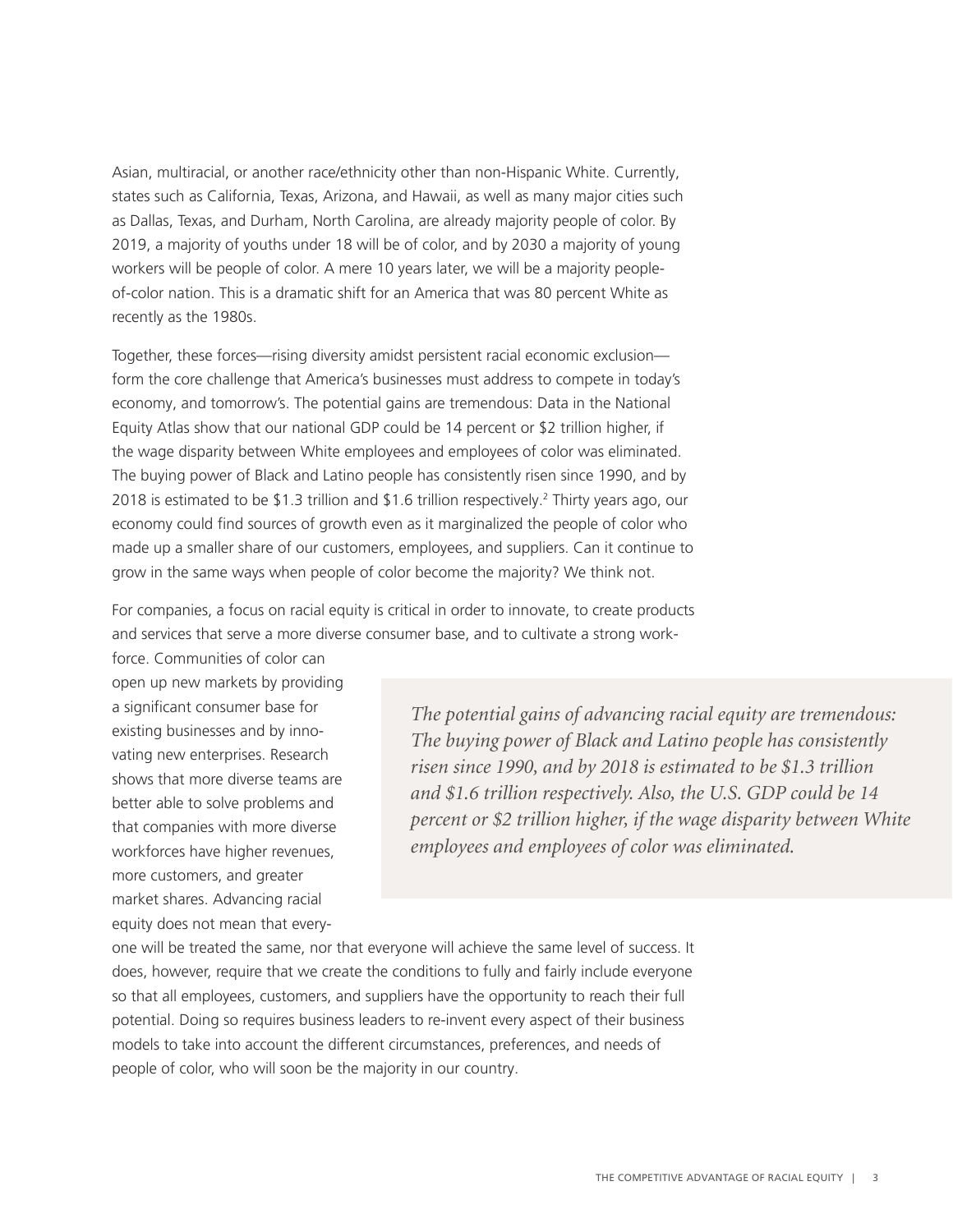Asian, multiracial, or another race/ethnicity other than non-Hispanic White. Currently, states such as California, Texas, Arizona, and Hawaii, as well as many major cities such as Dallas, Texas, and Durham, North Carolina, are already majority people of color. By 2019, a majority of youths under 18 will be of color, and by 2030 a majority of young workers will be people of color. A mere 10 years later, we will be a majority people-of-color nation. This is a dramatic shift for an America that was 80 percent White as recently as the 1980s.

Together, these forces—rising diversity amidst persistent racial economic exclusion—form the core challenge that America's businesses must address to compete in today's economy, and tomorrow's. The potential gains are tremendous: Data in the National Equity Atlas show that our national GDP could be 14 percent or $2 trillion higher, if the wage disparity between White employees and employees of color was eliminated. The buying power of Black and Latino people has consistently risen since 1990, and by 2018 is estimated to be $1.3 trillion and $1.6 trillion respectively.[2] Thirty years ago, our economy could find sources of growth even as it marginalized the people of color who made up a smaller share of our customers, employees, and suppliers. Can it continue to grow in the same ways when people of color become the majority? We think not.

For companies, a focus on racial equity is critical in order to innovate, to create products and services that serve a more diverse consumer base, and to cultivate a strong workforce. Communities of color can open up new markets by providing a significant consumer base for existing businesses and by innovating new enterprises. Research shows that more diverse teams are better able to solve problems and that companies with more diverse workforces have higher revenues, more customers, and greater market shares. Advancing racial equity does not mean that everyone will be treated the same, nor that everyone will achieve the same level of success. It does, however, require that we create the conditions to fully and fairly include everyone so that all employees, customers, and suppliers have the opportunity to reach their full potential. Doing so requires business leaders to re-invent every aspect of their business models to take into account the different circumstances, preferences, and needs of people of color, who will soon be the majority in our country.

> *The potential gains of advancing racial equity are tremendous: The buying power of Black and Latino people has consistently risen since 1990, and by 2018 is estimated to be $1.3 trillion and $1.6 trillion respectively. Also, the U.S. GDP could be 14 percent or $2 trillion higher, if the wage disparity between White employees and employees of color was eliminated.*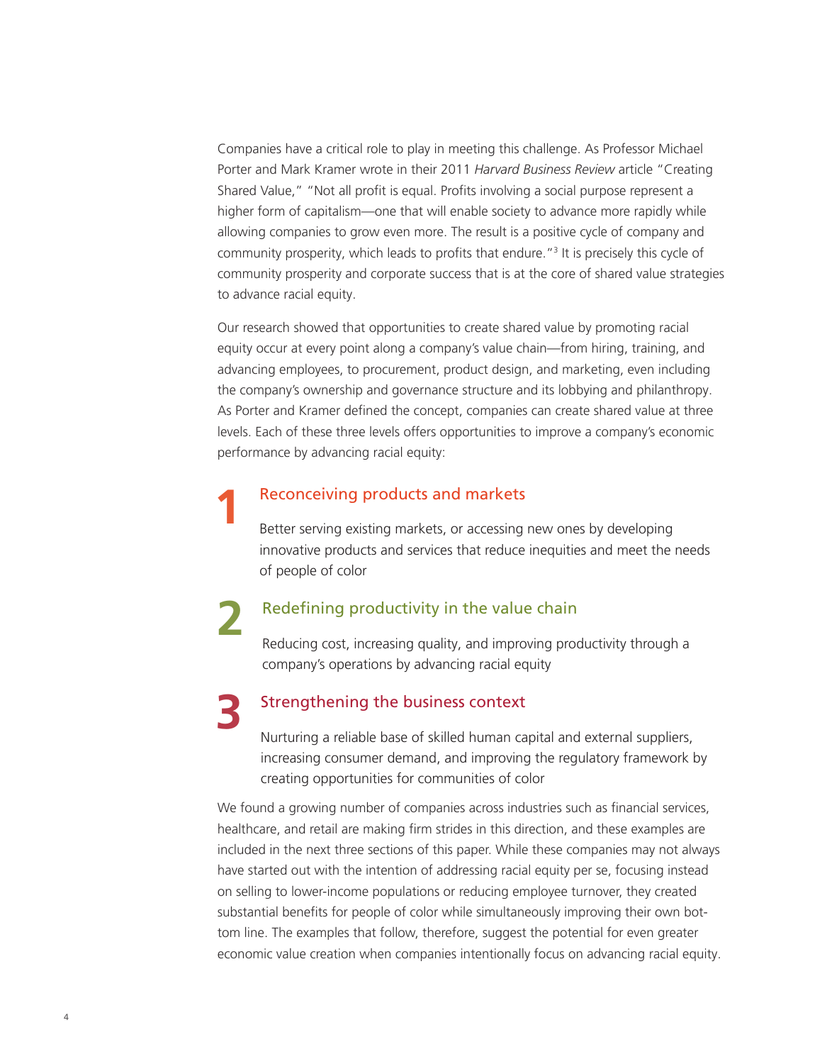Companies have a critical role to play in meeting this challenge. As Professor Michael Porter and Mark Kramer wrote in their 2011 *Harvard Business Review* article "Creating Shared Value," "Not all profit is equal. Profits involving a social purpose represent a higher form of capitalism—one that will enable society to advance more rapidly while allowing companies to grow even more. The result is a positive cycle of company and community prosperity, which leads to profits that endure."[3] It is precisely this cycle of community prosperity and corporate success that is at the core of shared value strategies to advance racial equity.

Our research showed that opportunities to create shared value by promoting racial equity occur at every point along a company's value chain—from hiring, training, and advancing employees, to procurement, product design, and marketing, even including the company's ownership and governance structure and its lobbying and philanthropy. As Porter and Kramer defined the concept, companies can create shared value at three levels. Each of these three levels offers opportunities to improve a company's economic performance by advancing racial equity:

**1** Reconceiving products and markets

Better serving existing markets, or accessing new ones by developing innovative products and services that reduce inequities and meet the needs of people of color

**2** Redefining productivity in the value chain

Reducing cost, increasing quality, and improving productivity through a company's operations by advancing racial equity

**3** Strengthening the business context

Nurturing a reliable base of skilled human capital and external suppliers, increasing consumer demand, and improving the regulatory framework by creating opportunities for communities of color

We found a growing number of companies across industries such as financial services, healthcare, and retail are making firm strides in this direction, and these examples are included in the next three sections of this paper. While these companies may not always have started out with the intention of addressing racial equity per se, focusing instead on selling to lower-income populations or reducing employee turnover, they created substantial benefits for people of color while simultaneously improving their own bottom line. The examples that follow, therefore, suggest the potential for even greater economic value creation when companies intentionally focus on advancing racial equity.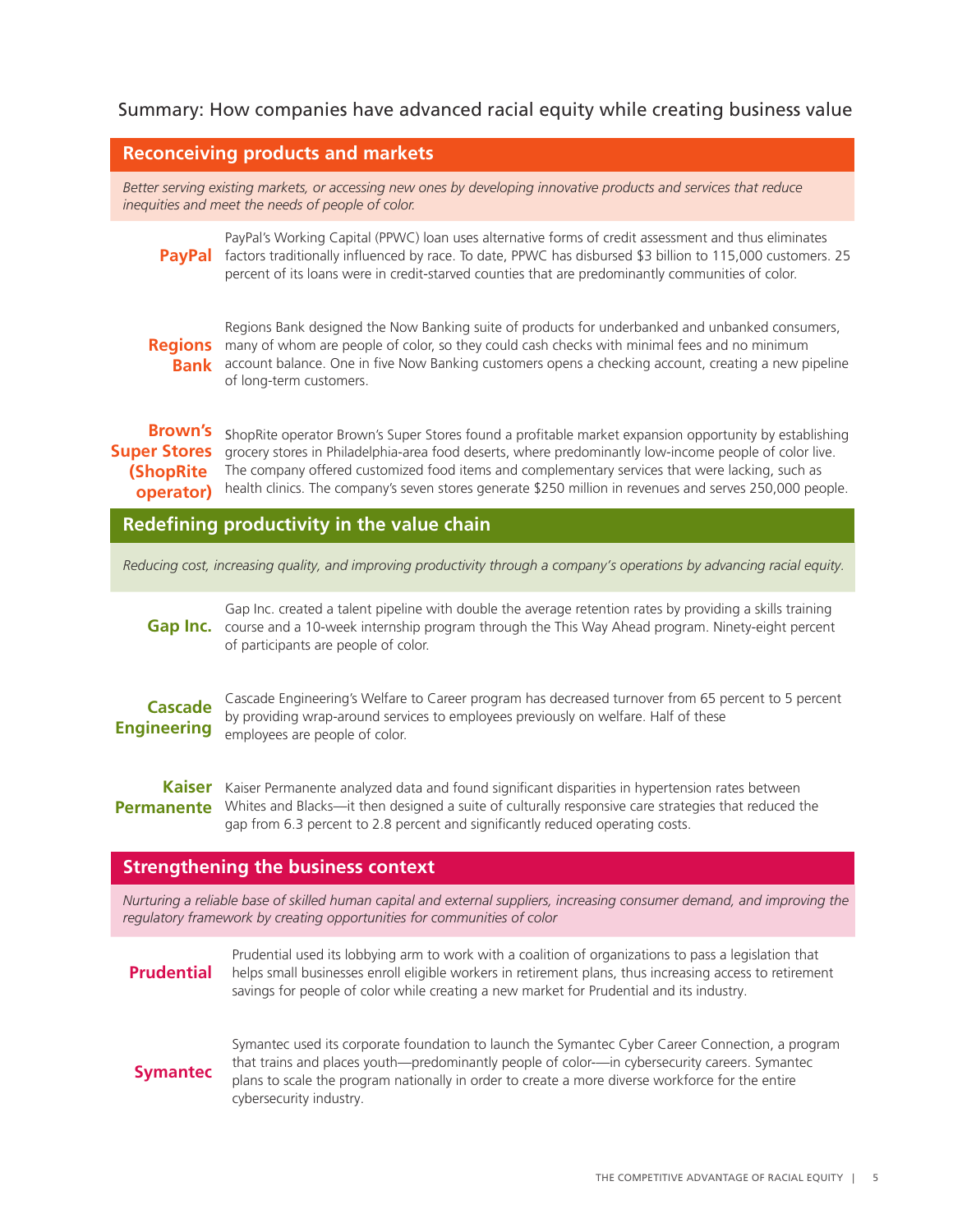## Summary: How companies have advanced racial equity while creating business value

### Reconceiving products and markets

*Better serving existing markets, or accessing new ones by developing innovative products and services that reduce inequities and meet the needs of people of color.*

**PayPal**

PayPal's Working Capital (PPWC) loan uses alternative forms of credit assessment and thus eliminates factors traditionally influenced by race. To date, PPWC has disbursed $3 billion to 115,000 customers. 25 percent of its loans were in credit-starved counties that are predominantly communities of color.

**Regions Bank**

Regions Bank designed the Now Banking suite of products for underbanked and unbanked consumers, many of whom are people of color, so they could cash checks with minimal fees and no minimum account balance. One in five Now Banking customers opens a checking account, creating a new pipeline of long-term customers.

**Brown's Super Stores (ShopRite operator)**

ShopRite operator Brown's Super Stores found a profitable market expansion opportunity by establishing grocery stores in Philadelphia-area food deserts, where predominantly low-income people of color live. The company offered customized food items and complementary services that were lacking, such as health clinics. The company's seven stores generate $250 million in revenues and serves 250,000 people.

### Redefining productivity in the value chain

*Reducing cost, increasing quality, and improving productivity through a company's operations by advancing racial equity.*

**Gap Inc.**

Gap Inc. created a talent pipeline with double the average retention rates by providing a skills training course and a 10-week internship program through the This Way Ahead program. Ninety-eight percent of participants are people of color.

**Cascade Engineering**

Cascade Engineering's Welfare to Career program has decreased turnover from 65 percent to 5 percent by providing wrap-around services to employees previously on welfare. Half of these employees are people of color.

**Kaiser Permanente**

Kaiser Permanente analyzed data and found significant disparities in hypertension rates between Whites and Blacks—it then designed a suite of culturally responsive care strategies that reduced the gap from 6.3 percent to 2.8 percent and significantly reduced operating costs.

### Strengthening the business context

*Nurturing a reliable base of skilled human capital and external suppliers, increasing consumer demand, and improving the regulatory framework by creating opportunities for communities of color*

**Prudential**

Prudential used its lobbying arm to work with a coalition of organizations to pass a legislation that helps small businesses enroll eligible workers in retirement plans, thus increasing access to retirement savings for people of color while creating a new market for Prudential and its industry.

**Symantec**

Symantec used its corporate foundation to launch the Symantec Cyber Career Connection, a program that trains and places youth—predominantly people of color—in cybersecurity careers. Symantec plans to scale the program nationally in order to create a more diverse workforce for the entire cybersecurity industry.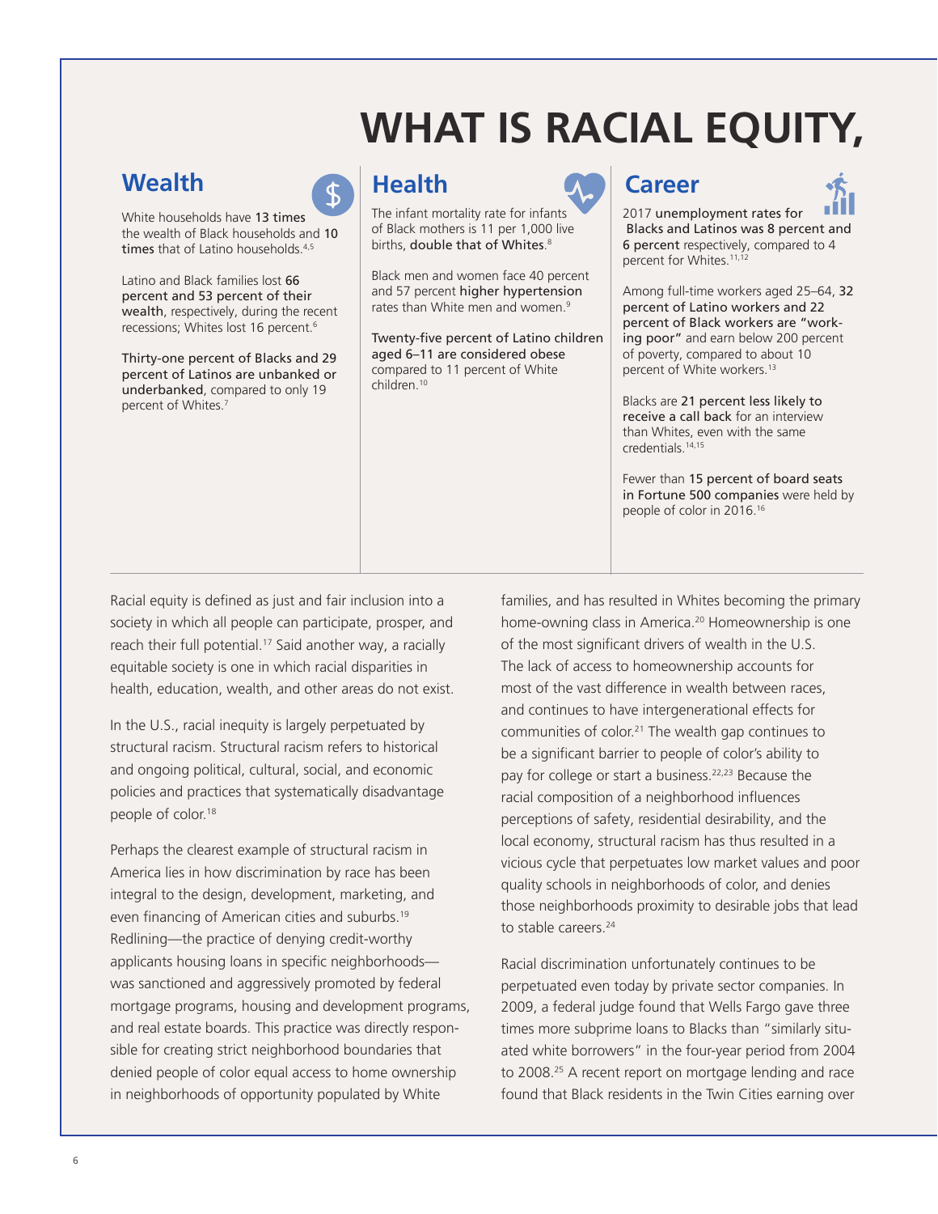# WHAT IS RACIAL EQUITY,

## Wealth

White households have **13 times** the wealth of Black households and **10 times** that of Latino households.[4,5]

Latino and Black families lost **66 percent and 53 percent of their wealth**, respectively, during the recent recessions; Whites lost 16 percent.[6]

**Thirty-one percent of Blacks and 29 percent of Latinos are unbanked or underbanked**, compared to only 19 percent of Whites.[7]

## Health

The infant mortality rate for infants of Black mothers is 11 per 1,000 live births, **double that of Whites**.[8]

Black men and women face 40 percent and 57 percent **higher hypertension** rates than White men and women.[9]

**Twenty-five percent of Latino children aged 6–11 are considered obese** compared to 11 percent of White children.[10]

## Career

2017 **unemployment rates** for Blacks and Latinos was **8 percent and 6 percent** respectively, compared to 4 percent for Whites.[11,12]

Among full-time workers aged 25–64, **32 percent of Latino workers and 22 percent of Black workers are "working poor"** and earn below 200 percent of poverty, compared to about 10 percent of White workers.[13]

Blacks are **21 percent less likely to receive a call back** for an interview than Whites, even with the same credentials.[14,15]

Fewer than **15 percent of board seats in Fortune 500 companies** were held by people of color in 2016.[16]

Racial equity is defined as just and fair inclusion into a society in which all people can participate, prosper, and reach their full potential.[17] Said another way, a racially equitable society is one in which racial disparities in health, education, wealth, and other areas do not exist.

In the U.S., racial inequity is largely perpetuated by structural racism. Structural racism refers to historical and ongoing political, cultural, social, and economic policies and practices that systematically disadvantage people of color.[18]

Perhaps the clearest example of structural racism in America lies in how discrimination by race has been integral to the design, development, marketing, and even financing of American cities and suburbs.[19] Redlining—the practice of denying credit-worthy applicants housing loans in specific neighborhoods—was sanctioned and aggressively promoted by federal mortgage programs, housing and development programs, and real estate boards. This practice was directly responsible for creating strict neighborhood boundaries that denied people of color equal access to home ownership in neighborhoods of opportunity populated by White families, and has resulted in Whites becoming the primary home-owning class in America.[20] Homeownership is one of the most significant drivers of wealth in the U.S. The lack of access to homeownership accounts for most of the vast difference in wealth between races, and continues to have intergenerational effects for communities of color.[21] The wealth gap continues to be a significant barrier to people of color's ability to pay for college or start a business.[22,23] Because the racial composition of a neighborhood influences perceptions of safety, residential desirability, and the local economy, structural racism has thus resulted in a vicious cycle that perpetuates low market values and poor quality schools in neighborhoods of color, and denies those neighborhoods proximity to desirable jobs that lead to stable careers.[24]

Racial discrimination unfortunately continues to be perpetuated even today by private sector companies. In 2009, a federal judge found that Wells Fargo gave three times more subprime loans to Blacks than "similarly situated white borrowers" in the four-year period from 2004 to 2008.[25] A recent report on mortgage lending and race found that Black residents in the Twin Cities earning over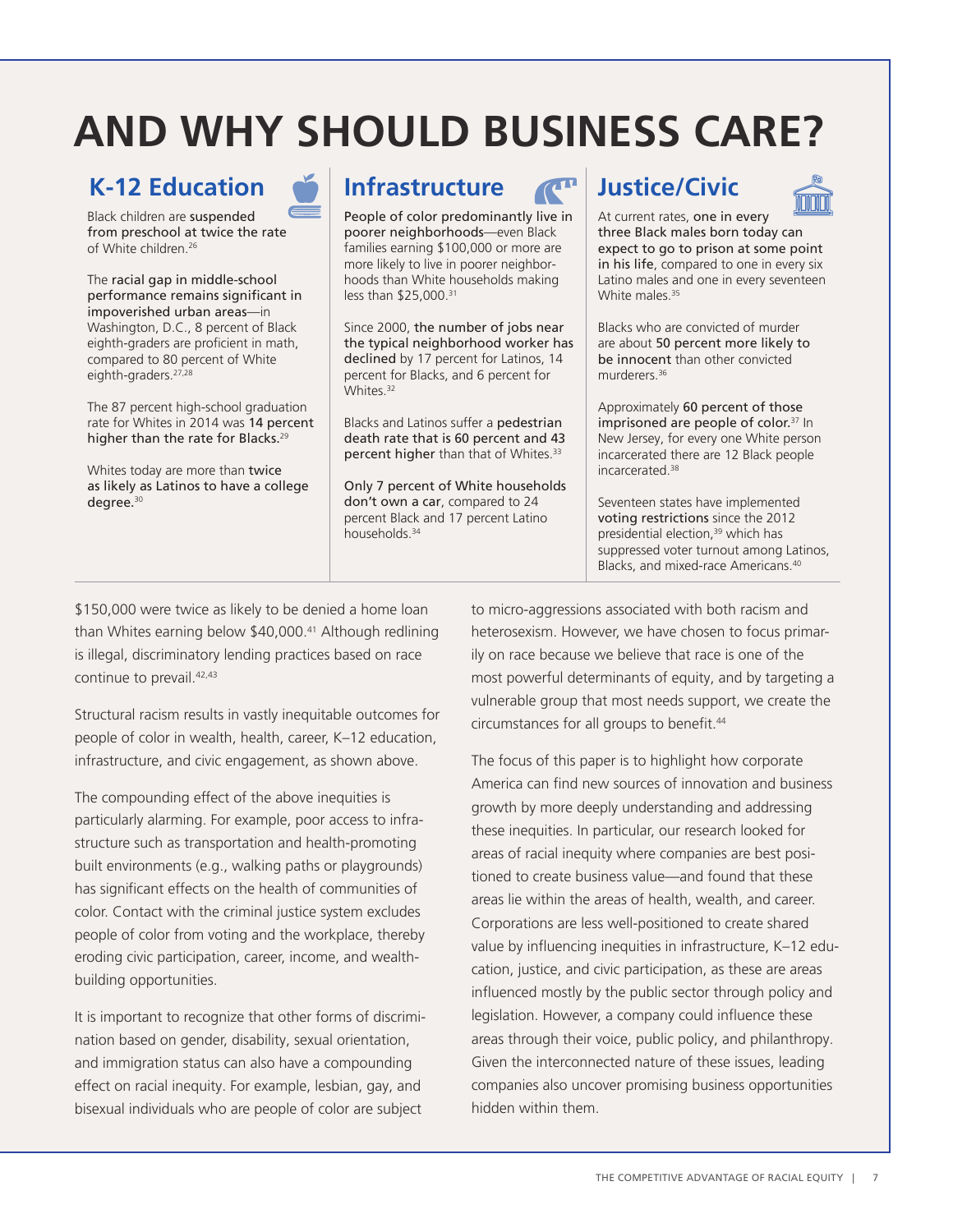# AND WHY SHOULD BUSINESS CARE?

## K-12 Education

Black children are suspended from preschool at twice the rate of White children.[26]

The racial gap in middle-school performance remains significant in impoverished urban areas—in Washington, D.C., 8 percent of Black eighth-graders are proficient in math, compared to 80 percent of White eighth-graders.[27,28]

The 87 percent high-school graduation rate for Whites in 2014 was 14 percent higher than the rate for Blacks.[29]

Whites today are more than twice as likely as Latinos to have a college degree.[30]

## Infrastructure

People of color predominantly live in poorer neighborhoods—even Black families earning $100,000 or more are more likely to live in poorer neighborhoods than White households making less than $25,000.[31]

Since 2000, the number of jobs near the typical neighborhood worker has declined by 17 percent for Latinos, 14 percent for Blacks, and 6 percent for Whites.[32]

Blacks and Latinos suffer a pedestrian death rate that is 60 percent and 43 percent higher than that of Whites.[33]

Only 7 percent of White households don't own a car, compared to 24 percent Black and 17 percent Latino households.[34]

## Justice/Civic

At current rates, one in every three Black males born today can expect to go to prison at some point in his life, compared to one in every six Latino males and one in every seventeen White males.[35]

Blacks who are convicted of murder are about 50 percent more likely to be innocent than other convicted murderers.[36]

Approximately 60 percent of those imprisoned are people of color.[37] In New Jersey, for every one White person incarcerated there are 12 Black people incarcerated.[38]

Seventeen states have implemented voting restrictions since the 2012 presidential election,[39] which has suppressed voter turnout among Latinos, Blacks, and mixed-race Americans.[40]

---

$150,000 were twice as likely to be denied a home loan than Whites earning below $40,000.[41] Although redlining is illegal, discriminatory lending practices based on race continue to prevail.[42,43]

Structural racism results in vastly inequitable outcomes for people of color in wealth, health, career, K–12 education, infrastructure, and civic engagement, as shown above.

The compounding effect of the above inequities is particularly alarming. For example, poor access to infrastructure such as transportation and health-promoting built environments (e.g., walking paths or playgrounds) has significant effects on the health of communities of color. Contact with the criminal justice system excludes people of color from voting and the workplace, thereby eroding civic participation, career, income, and wealth-building opportunities.

It is important to recognize that other forms of discrimination based on gender, disability, sexual orientation, and immigration status can also have a compounding effect on racial inequity. For example, lesbian, gay, and bisexual individuals who are people of color are subject to micro-aggressions associated with both racism and heterosexism. However, we have chosen to focus primarily on race because we believe that race is one of the most powerful determinants of equity, and by targeting a vulnerable group that most needs support, we create the circumstances for all groups to benefit.[44]

The focus of this paper is to highlight how corporate America can find new sources of innovation and business growth by more deeply understanding and addressing these inequities. In particular, our research looked for areas of racial inequity where companies are best positioned to create business value—and found that these areas lie within the areas of health, wealth, and career. Corporations are less well-positioned to create shared value by influencing inequities in infrastructure, K–12 education, justice, and civic participation, as these are areas influenced mostly by the public sector through policy and legislation. However, a company could influence these areas through their voice, public policy, and philanthropy. Given the interconnected nature of these issues, leading companies also uncover promising business opportunities hidden within them.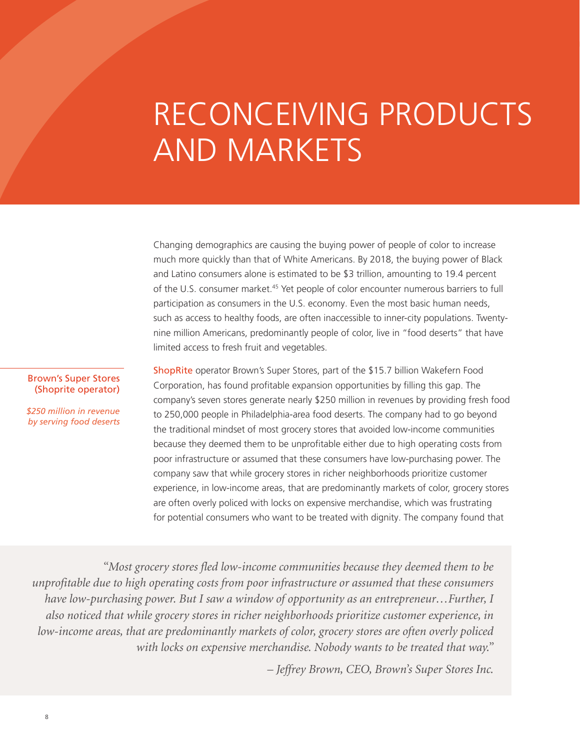# RECONCEIVING PRODUCTS AND MARKETS

Changing demographics are causing the buying power of people of color to increase much more quickly than that of White Americans. By 2018, the buying power of Black and Latino consumers alone is estimated to be $3 trillion, amounting to 19.4 percent of the U.S. consumer market.[45] Yet people of color encounter numerous barriers to full participation as consumers in the U.S. economy. Even the most basic human needs, such as access to healthy foods, are often inaccessible to inner-city populations. Twenty-nine million Americans, predominantly people of color, live in "food deserts" that have limited access to fresh fruit and vegetables.

Brown's Super Stores (Shoprite operator)

*$250 million in revenue by serving food deserts*

ShopRite operator Brown's Super Stores, part of the $15.7 billion Wakefern Food Corporation, has found profitable expansion opportunities by filling this gap. The company's seven stores generate nearly $250 million in revenues by providing fresh food to 250,000 people in Philadelphia-area food deserts. The company had to go beyond the traditional mindset of most grocery stores that avoided low-income communities because they deemed them to be unprofitable either due to high operating costs from poor infrastructure or assumed that these consumers have low-purchasing power. The company saw that while grocery stores in richer neighborhoods prioritize customer experience, in low-income areas, that are predominantly markets of color, grocery stores are often overly policed with locks on expensive merchandise, which was frustrating for potential consumers who want to be treated with dignity. The company found that

> *"Most grocery stores fled low-income communities because they deemed them to be unprofitable due to high operating costs from poor infrastructure or assumed that these consumers have low-purchasing power. But I saw a window of opportunity as an entrepreneur…Further, I also noticed that while grocery stores in richer neighborhoods prioritize customer experience, in low-income areas, that are predominantly markets of color, grocery stores are often overly policed with locks on expensive merchandise. Nobody wants to be treated that way."*
>
> *– Jeffrey Brown, CEO, Brown's Super Stores Inc.*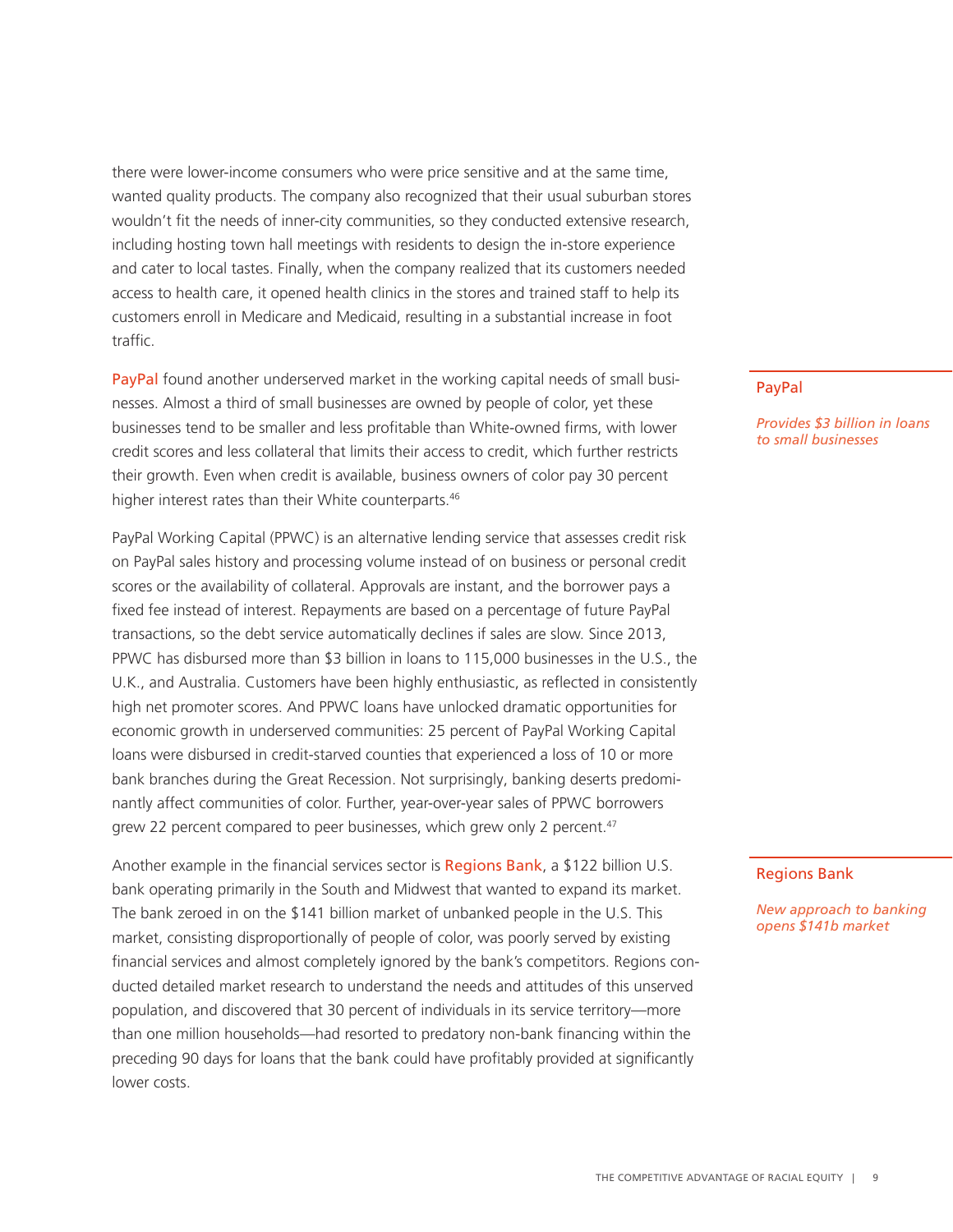there were lower-income consumers who were price sensitive and at the same time, wanted quality products. The company also recognized that their usual suburban stores wouldn't fit the needs of inner-city communities, so they conducted extensive research, including hosting town hall meetings with residents to design the in-store experience and cater to local tastes. Finally, when the company realized that its customers needed access to health care, it opened health clinics in the stores and trained staff to help its customers enroll in Medicare and Medicaid, resulting in a substantial increase in foot traffic.

PayPal found another underserved market in the working capital needs of small businesses. Almost a third of small businesses are owned by people of color, yet these businesses tend to be smaller and less profitable than White-owned firms, with lower credit scores and less collateral that limits their access to credit, which further restricts their growth. Even when credit is available, business owners of color pay 30 percent higher interest rates than their White counterparts.[46]

**PayPal**

*Provides $3 billion in loans to small businesses*

PayPal Working Capital (PPWC) is an alternative lending service that assesses credit risk on PayPal sales history and processing volume instead of on business or personal credit scores or the availability of collateral. Approvals are instant, and the borrower pays a fixed fee instead of interest. Repayments are based on a percentage of future PayPal transactions, so the debt service automatically declines if sales are slow. Since 2013, PPWC has disbursed more than $3 billion in loans to 115,000 businesses in the U.S., the U.K., and Australia. Customers have been highly enthusiastic, as reflected in consistently high net promoter scores. And PPWC loans have unlocked dramatic opportunities for economic growth in underserved communities: 25 percent of PayPal Working Capital loans were disbursed in credit-starved counties that experienced a loss of 10 or more bank branches during the Great Recession. Not surprisingly, banking deserts predominantly affect communities of color. Further, year-over-year sales of PPWC borrowers grew 22 percent compared to peer businesses, which grew only 2 percent.[47]

Another example in the financial services sector is Regions Bank, a $122 billion U.S. bank operating primarily in the South and Midwest that wanted to expand its market. The bank zeroed in on the $141 billion market of unbanked people in the U.S. This market, consisting disproportionally of people of color, was poorly served by existing financial services and almost completely ignored by the bank's competitors. Regions conducted detailed market research to understand the needs and attitudes of this unserved population, and discovered that 30 percent of individuals in its service territory—more than one million households—had resorted to predatory non-bank financing within the preceding 90 days for loans that the bank could have profitably provided at significantly lower costs.

**Regions Bank**

*New approach to banking opens $141b market*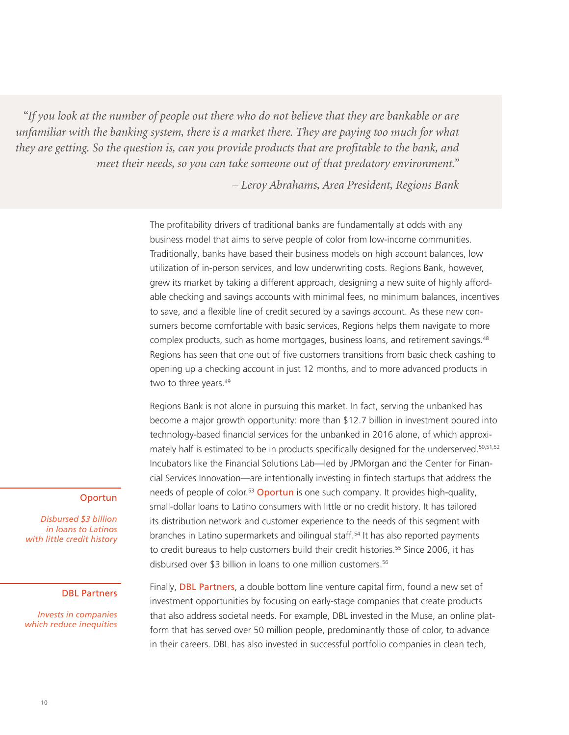*"If you look at the number of people out there who do not believe that they are bankable or are unfamiliar with the banking system, there is a market there. They are paying too much for what they are getting. So the question is, can you provide products that are profitable to the bank, and meet their needs, so you can take someone out of that predatory environment."*

*– Leroy Abrahams, Area President, Regions Bank*

The profitability drivers of traditional banks are fundamentally at odds with any business model that aims to serve people of color from low-income communities. Traditionally, banks have based their business models on high account balances, low utilization of in-person services, and low underwriting costs. Regions Bank, however, grew its market by taking a different approach, designing a new suite of highly affordable checking and savings accounts with minimal fees, no minimum balances, incentives to save, and a flexible line of credit secured by a savings account. As these new consumers become comfortable with basic services, Regions helps them navigate to more complex products, such as home mortgages, business loans, and retirement savings.[48] Regions has seen that one out of five customers transitions from basic check cashing to opening up a checking account in just 12 months, and to more advanced products in two to three years.[49]

Regions Bank is not alone in pursuing this market. In fact, serving the unbanked has become a major growth opportunity: more than $12.7 billion in investment poured into technology-based financial services for the unbanked in 2016 alone, of which approximately half is estimated to be in products specifically designed for the underserved.[50,51,52] Incubators like the Financial Solutions Lab—led by JPMorgan and the Center for Financial Services Innovation—are intentionally investing in fintech startups that address the needs of people of color.[53] Oportun is one such company. It provides high-quality, small-dollar loans to Latino consumers with little or no credit history. It has tailored its distribution network and customer experience to the needs of this segment with branches in Latino supermarkets and bilingual staff.[54] It has also reported payments to credit bureaus to help customers build their credit histories.[55] Since 2006, it has disbursed over $3 billion in loans to one million customers.[56]

**Oportun**

*Disbursed $3 billion in loans to Latinos with little credit history*

Finally, DBL Partners, a double bottom line venture capital firm, found a new set of investment opportunities by focusing on early-stage companies that create products that also address societal needs. For example, DBL invested in the Muse, an online platform that has served over 50 million people, predominantly those of color, to advance in their careers. DBL has also invested in successful portfolio companies in clean tech,

**DBL Partners**

*Invests in companies which reduce inequities*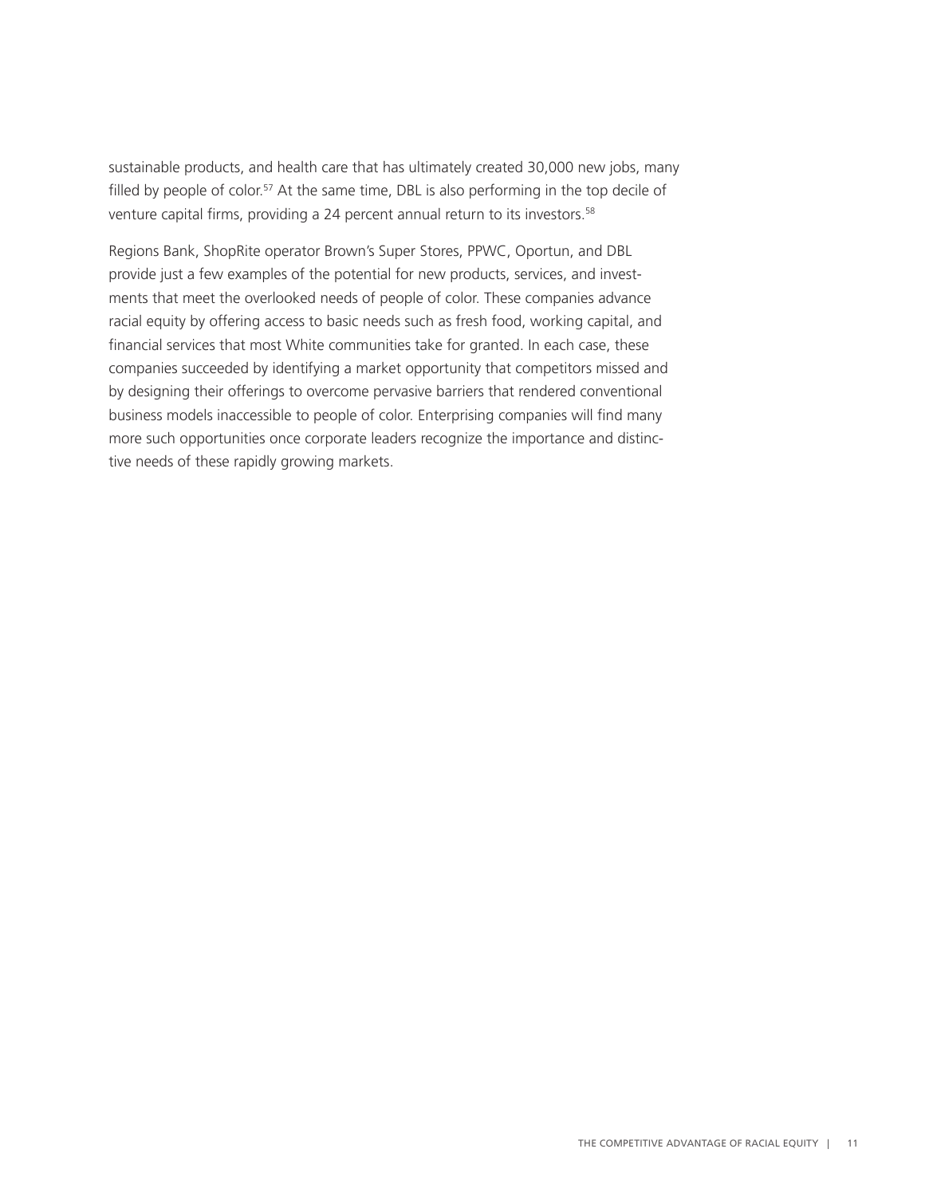sustainable products, and health care that has ultimately created 30,000 new jobs, many filled by people of color.[57] At the same time, DBL is also performing in the top decile of venture capital firms, providing a 24 percent annual return to its investors.[58]

Regions Bank, ShopRite operator Brown's Super Stores, PPWC, Oportun, and DBL provide just a few examples of the potential for new products, services, and investments that meet the overlooked needs of people of color. These companies advance racial equity by offering access to basic needs such as fresh food, working capital, and financial services that most White communities take for granted. In each case, these companies succeeded by identifying a market opportunity that competitors missed and by designing their offerings to overcome pervasive barriers that rendered conventional business models inaccessible to people of color. Enterprising companies will find many more such opportunities once corporate leaders recognize the importance and distinctive needs of these rapidly growing markets.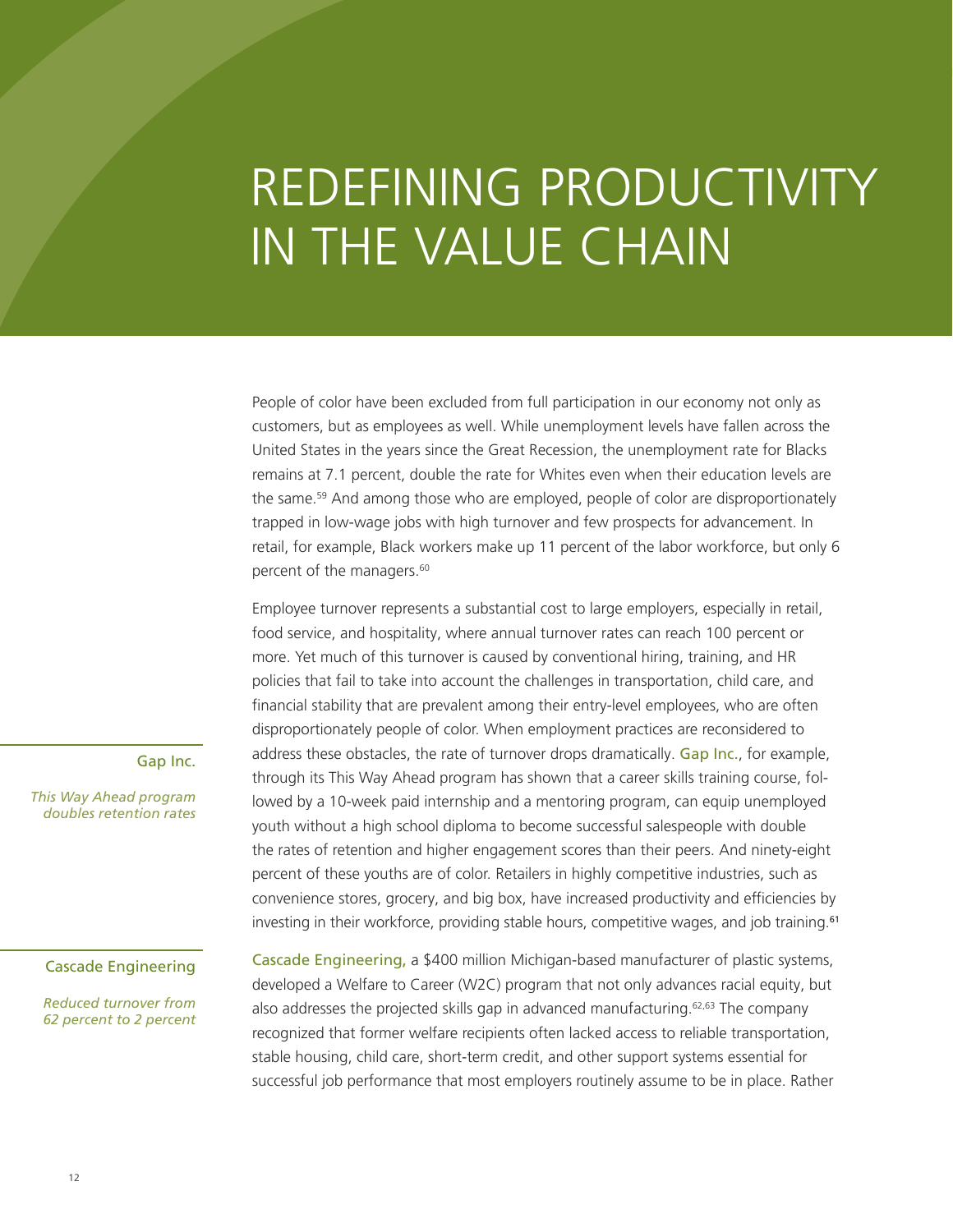# REDEFINING PRODUCTIVITY IN THE VALUE CHAIN

People of color have been excluded from full participation in our economy not only as customers, but as employees as well. While unemployment levels have fallen across the United States in the years since the Great Recession, the unemployment rate for Blacks remains at 7.1 percent, double the rate for Whites even when their education levels are the same.[59] And among those who are employed, people of color are disproportionately trapped in low-wage jobs with high turnover and few prospects for advancement. In retail, for example, Black workers make up 11 percent of the labor workforce, but only 6 percent of the managers.[60]

Employee turnover represents a substantial cost to large employers, especially in retail, food service, and hospitality, where annual turnover rates can reach 100 percent or more. Yet much of this turnover is caused by conventional hiring, training, and HR policies that fail to take into account the challenges in transportation, child care, and financial stability that are prevalent among their entry-level employees, who are often disproportionately people of color. When employment practices are reconsidered to address these obstacles, the rate of turnover drops dramatically. Gap Inc., for example, through its This Way Ahead program has shown that a career skills training course, followed by a 10-week paid internship and a mentoring program, can equip unemployed youth without a high school diploma to become successful salespeople with double the rates of retention and higher engagement scores than their peers. And ninety-eight percent of these youths are of color. Retailers in highly competitive industries, such as convenience stores, grocery, and big box, have increased productivity and efficiencies by investing in their workforce, providing stable hours, competitive wages, and job training.[61]

Gap Inc.

*This Way Ahead program doubles retention rates*

Cascade Engineering

*Reduced turnover from 62 percent to 2 percent*

Cascade Engineering, a $400 million Michigan-based manufacturer of plastic systems, developed a Welfare to Career (W2C) program that not only advances racial equity, but also addresses the projected skills gap in advanced manufacturing.[62,63] The company recognized that former welfare recipients often lacked access to reliable transportation, stable housing, child care, short-term credit, and other support systems essential for successful job performance that most employers routinely assume to be in place. Rather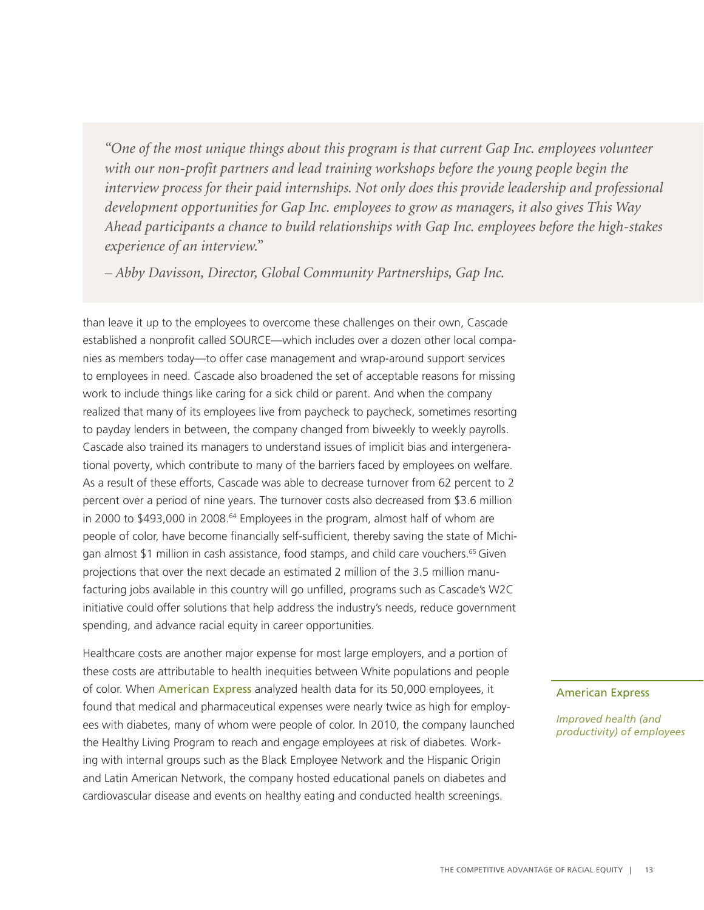> *"One of the most unique things about this program is that current Gap Inc. employees volunteer with our non-profit partners and lead training workshops before the young people begin the interview process for their paid internships. Not only does this provide leadership and professional development opportunities for Gap Inc. employees to grow as managers, it also gives This Way Ahead participants a chance to build relationships with Gap Inc. employees before the high-stakes experience of an interview."*
>
> *– Abby Davisson, Director, Global Community Partnerships, Gap Inc.*

than leave it up to the employees to overcome these challenges on their own, Cascade established a nonprofit called SOURCE—which includes over a dozen other local companies as members today—to offer case management and wrap-around support services to employees in need. Cascade also broadened the set of acceptable reasons for missing work to include things like caring for a sick child or parent. And when the company realized that many of its employees live from paycheck to paycheck, sometimes resorting to payday lenders in between, the company changed from biweekly to weekly payrolls. Cascade also trained its managers to understand issues of implicit bias and intergenerational poverty, which contribute to many of the barriers faced by employees on welfare. As a result of these efforts, Cascade was able to decrease turnover from 62 percent to 2 percent over a period of nine years. The turnover costs also decreased from $3.6 million in 2000 to $493,000 in 2008.[64] Employees in the program, almost half of whom are people of color, have become financially self-sufficient, thereby saving the state of Michigan almost $1 million in cash assistance, food stamps, and child care vouchers.[65] Given projections that over the next decade an estimated 2 million of the 3.5 million manufacturing jobs available in this country will go unfilled, programs such as Cascade's W2C initiative could offer solutions that help address the industry's needs, reduce government spending, and advance racial equity in career opportunities.

**American Express**

*Improved health (and productivity) of employees*

Healthcare costs are another major expense for most large employers, and a portion of these costs are attributable to health inequities between White populations and people of color. When American Express analyzed health data for its 50,000 employees, it found that medical and pharmaceutical expenses were nearly twice as high for employees with diabetes, many of whom were people of color. In 2010, the company launched the Healthy Living Program to reach and engage employees at risk of diabetes. Working with internal groups such as the Black Employee Network and the Hispanic Origin and Latin American Network, the company hosted educational panels on diabetes and cardiovascular disease and events on healthy eating and conducted health screenings.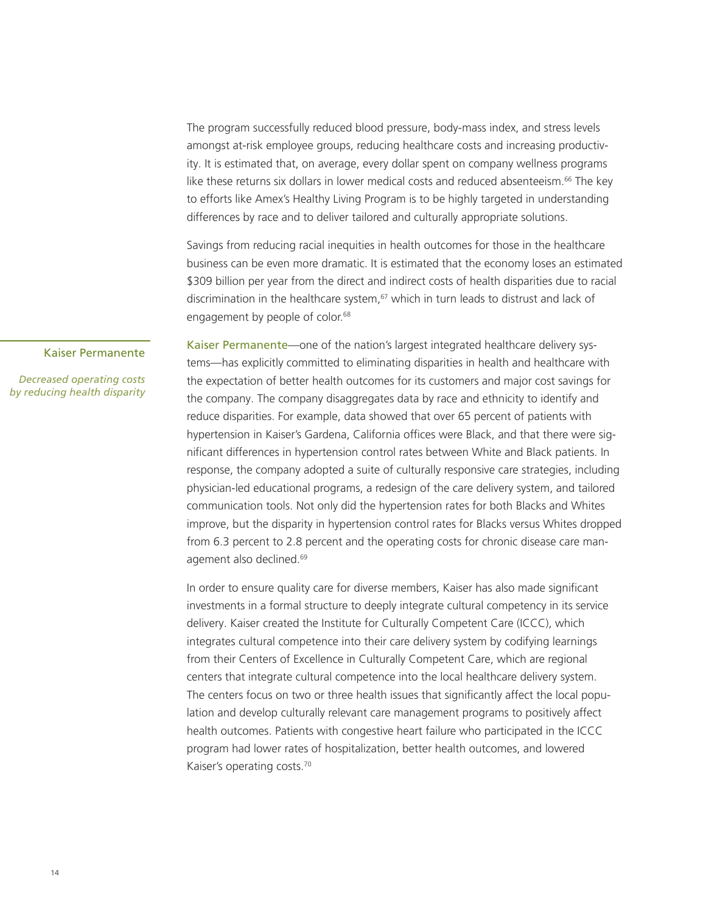The program successfully reduced blood pressure, body-mass index, and stress levels amongst at-risk employee groups, reducing healthcare costs and increasing productivity. It is estimated that, on average, every dollar spent on company wellness programs like these returns six dollars in lower medical costs and reduced absenteeism.[66] The key to efforts like Amex's Healthy Living Program is to be highly targeted in understanding differences by race and to deliver tailored and culturally appropriate solutions.

Savings from reducing racial inequities in health outcomes for those in the healthcare business can be even more dramatic. It is estimated that the economy loses an estimated $309 billion per year from the direct and indirect costs of health disparities due to racial discrimination in the healthcare system,[67] which in turn leads to distrust and lack of engagement by people of color.[68]

Kaiser Permanente

*Decreased operating costs by reducing health disparity*

Kaiser Permanente—one of the nation's largest integrated healthcare delivery systems—has explicitly committed to eliminating disparities in health and healthcare with the expectation of better health outcomes for its customers and major cost savings for the company. The company disaggregates data by race and ethnicity to identify and reduce disparities. For example, data showed that over 65 percent of patients with hypertension in Kaiser's Gardena, California offices were Black, and that there were significant differences in hypertension control rates between White and Black patients. In response, the company adopted a suite of culturally responsive care strategies, including physician-led educational programs, a redesign of the care delivery system, and tailored communication tools. Not only did the hypertension rates for both Blacks and Whites improve, but the disparity in hypertension control rates for Blacks versus Whites dropped from 6.3 percent to 2.8 percent and the operating costs for chronic disease care management also declined.[69]

In order to ensure quality care for diverse members, Kaiser has also made significant investments in a formal structure to deeply integrate cultural competency in its service delivery. Kaiser created the Institute for Culturally Competent Care (ICCC), which integrates cultural competence into their care delivery system by codifying learnings from their Centers of Excellence in Culturally Competent Care, which are regional centers that integrate cultural competence into the local healthcare delivery system. The centers focus on two or three health issues that significantly affect the local population and develop culturally relevant care management programs to positively affect health outcomes. Patients with congestive heart failure who participated in the ICCC program had lower rates of hospitalization, better health outcomes, and lowered Kaiser's operating costs.[70]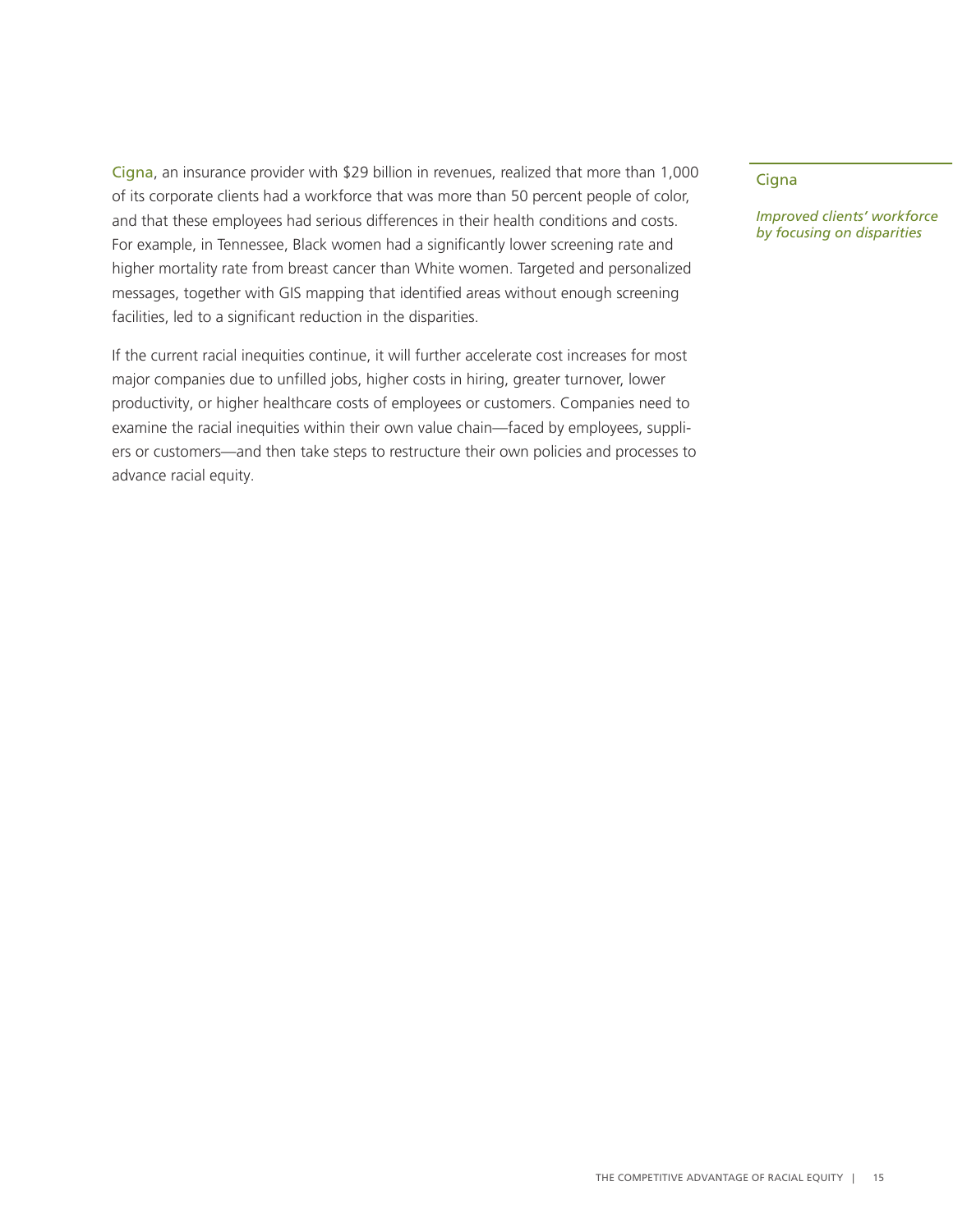Cigna, an insurance provider with $29 billion in revenues, realized that more than 1,000 of its corporate clients had a workforce that was more than 50 percent people of color, and that these employees had serious differences in their health conditions and costs. For example, in Tennessee, Black women had a significantly lower screening rate and higher mortality rate from breast cancer than White women. Targeted and personalized messages, together with GIS mapping that identified areas without enough screening facilities, led to a significant reduction in the disparities.

Cigna

*Improved clients' workforce by focusing on disparities*

If the current racial inequities continue, it will further accelerate cost increases for most major companies due to unfilled jobs, higher costs in hiring, greater turnover, lower productivity, or higher healthcare costs of employees or customers. Companies need to examine the racial inequities within their own value chain—faced by employees, suppliers or customers—and then take steps to restructure their own policies and processes to advance racial equity.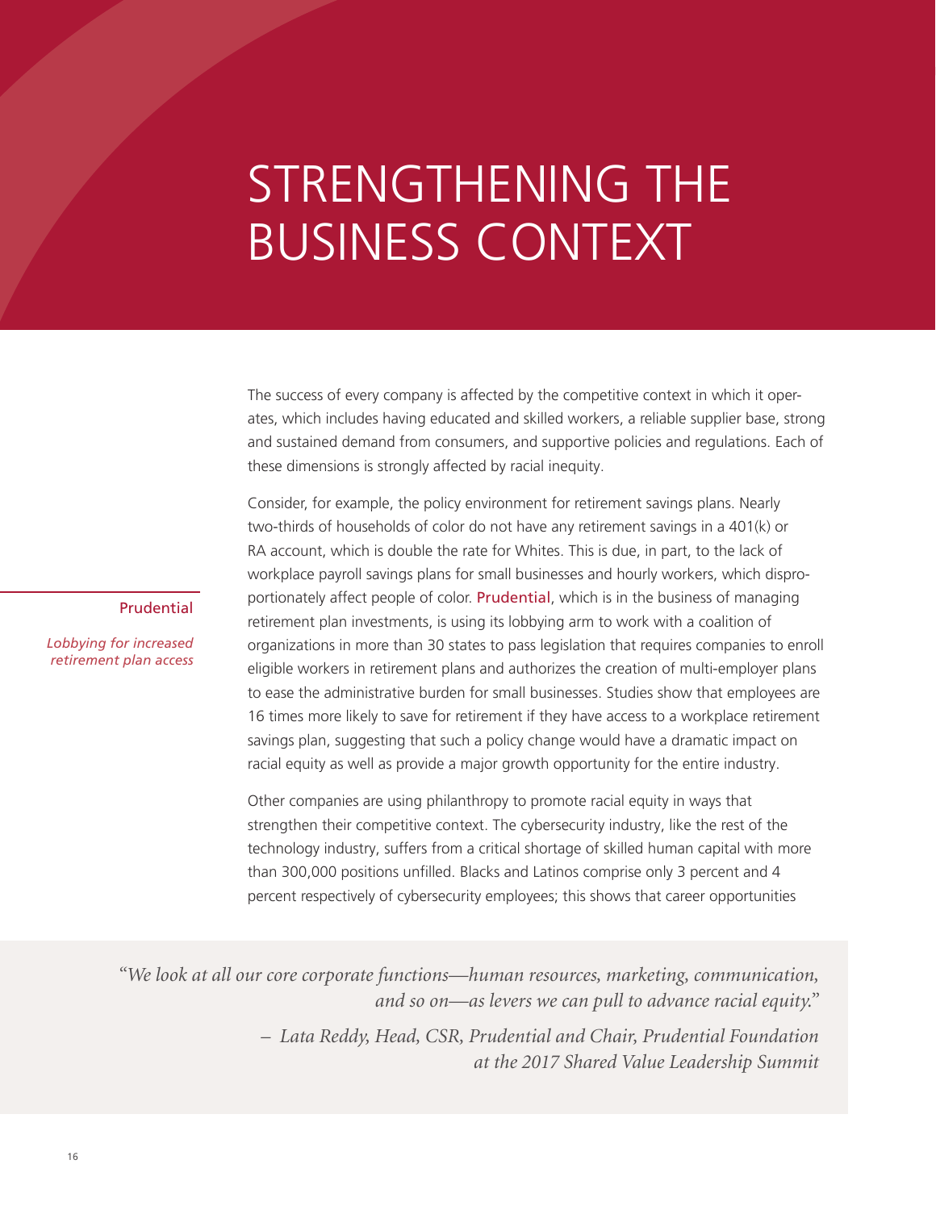# STRENGTHENING THE BUSINESS CONTEXT

The success of every company is affected by the competitive context in which it operates, which includes having educated and skilled workers, a reliable supplier base, strong and sustained demand from consumers, and supportive policies and regulations. Each of these dimensions is strongly affected by racial inequity.

Prudential

*Lobbying for increased retirement plan access*

Consider, for example, the policy environment for retirement savings plans. Nearly two-thirds of households of color do not have any retirement savings in a 401(k) or RA account, which is double the rate for Whites. This is due, in part, to the lack of workplace payroll savings plans for small businesses and hourly workers, which disproportionately affect people of color. Prudential, which is in the business of managing retirement plan investments, is using its lobbying arm to work with a coalition of organizations in more than 30 states to pass legislation that requires companies to enroll eligible workers in retirement plans and authorizes the creation of multi-employer plans to ease the administrative burden for small businesses. Studies show that employees are 16 times more likely to save for retirement if they have access to a workplace retirement savings plan, suggesting that such a policy change would have a dramatic impact on racial equity as well as provide a major growth opportunity for the entire industry.

Other companies are using philanthropy to promote racial equity in ways that strengthen their competitive context. The cybersecurity industry, like the rest of the technology industry, suffers from a critical shortage of skilled human capital with more than 300,000 positions unfilled. Blacks and Latinos comprise only 3 percent and 4 percent respectively of cybersecurity employees; this shows that career opportunities

> *"We look at all our core corporate functions—human resources, marketing, communication, and so on—as levers we can pull to advance racial equity."*
>
> *– Lata Reddy, Head, CSR, Prudential and Chair, Prudential Foundation at the 2017 Shared Value Leadership Summit*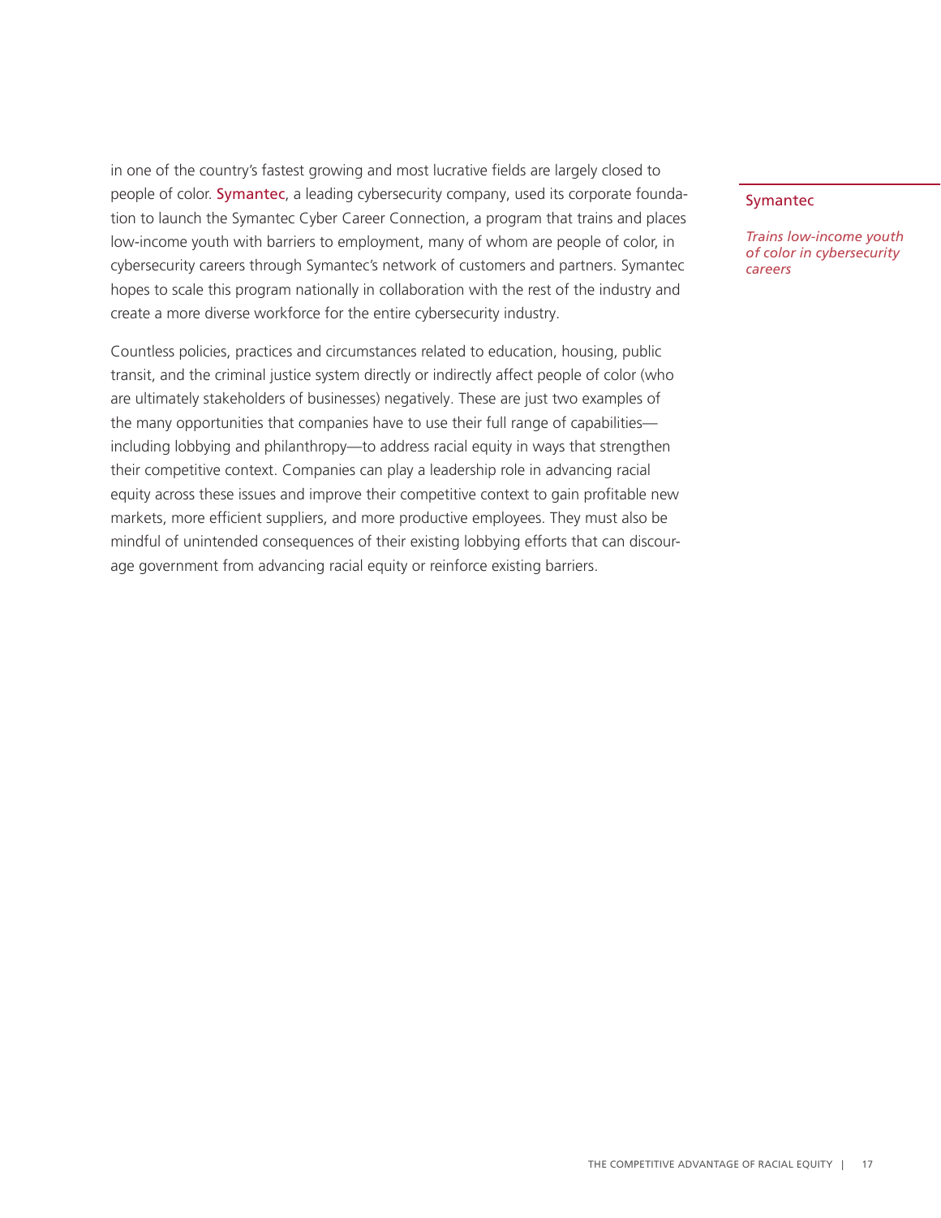in one of the country's fastest growing and most lucrative fields are largely closed to people of color. Symantec, a leading cybersecurity company, used its corporate foundation to launch the Symantec Cyber Career Connection, a program that trains and places low-income youth with barriers to employment, many of whom are people of color, in cybersecurity careers through Symantec's network of customers and partners. Symantec hopes to scale this program nationally in collaboration with the rest of the industry and create a more diverse workforce for the entire cybersecurity industry.

Symantec

*Trains low-income youth of color in cybersecurity careers*

Countless policies, practices and circumstances related to education, housing, public transit, and the criminal justice system directly or indirectly affect people of color (who are ultimately stakeholders of businesses) negatively. These are just two examples of the many opportunities that companies have to use their full range of capabilities—including lobbying and philanthropy—to address racial equity in ways that strengthen their competitive context. Companies can play a leadership role in advancing racial equity across these issues and improve their competitive context to gain profitable new markets, more efficient suppliers, and more productive employees. They must also be mindful of unintended consequences of their existing lobbying efforts that can discourage government from advancing racial equity or reinforce existing barriers.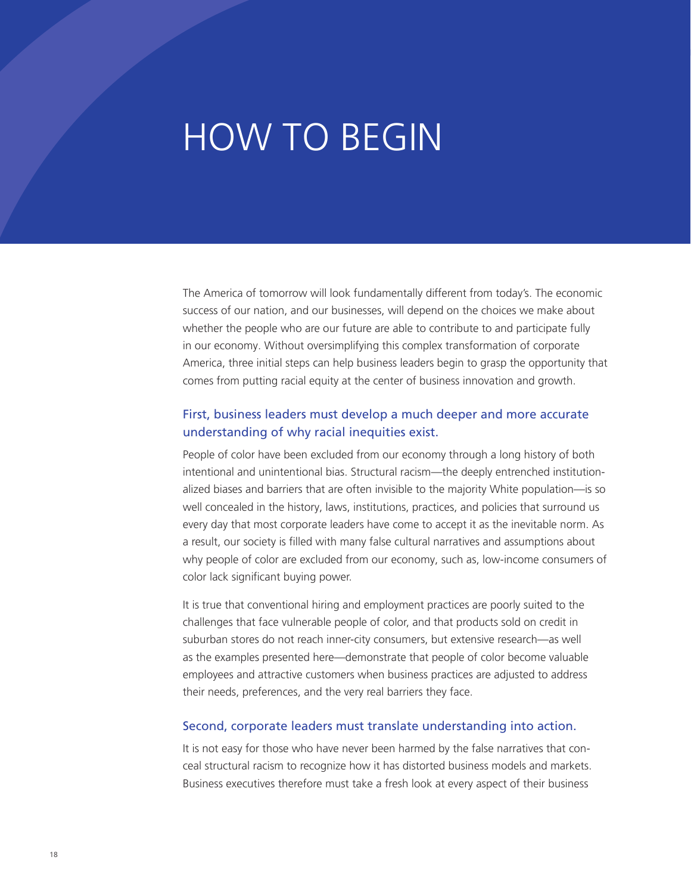# HOW TO BEGIN

The America of tomorrow will look fundamentally different from today's. The economic success of our nation, and our businesses, will depend on the choices we make about whether the people who are our future are able to contribute to and participate fully in our economy. Without oversimplifying this complex transformation of corporate America, three initial steps can help business leaders begin to grasp the opportunity that comes from putting racial equity at the center of business innovation and growth.

## First, business leaders must develop a much deeper and more accurate understanding of why racial inequities exist.

People of color have been excluded from our economy through a long history of both intentional and unintentional bias. Structural racism—the deeply entrenched institutionalized biases and barriers that are often invisible to the majority White population—is so well concealed in the history, laws, institutions, practices, and policies that surround us every day that most corporate leaders have come to accept it as the inevitable norm. As a result, our society is filled with many false cultural narratives and assumptions about why people of color are excluded from our economy, such as, low-income consumers of color lack significant buying power.

It is true that conventional hiring and employment practices are poorly suited to the challenges that face vulnerable people of color, and that products sold on credit in suburban stores do not reach inner-city consumers, but extensive research—as well as the examples presented here—demonstrate that people of color become valuable employees and attractive customers when business practices are adjusted to address their needs, preferences, and the very real barriers they face.

## Second, corporate leaders must translate understanding into action.

It is not easy for those who have never been harmed by the false narratives that conceal structural racism to recognize how it has distorted business models and markets. Business executives therefore must take a fresh look at every aspect of their business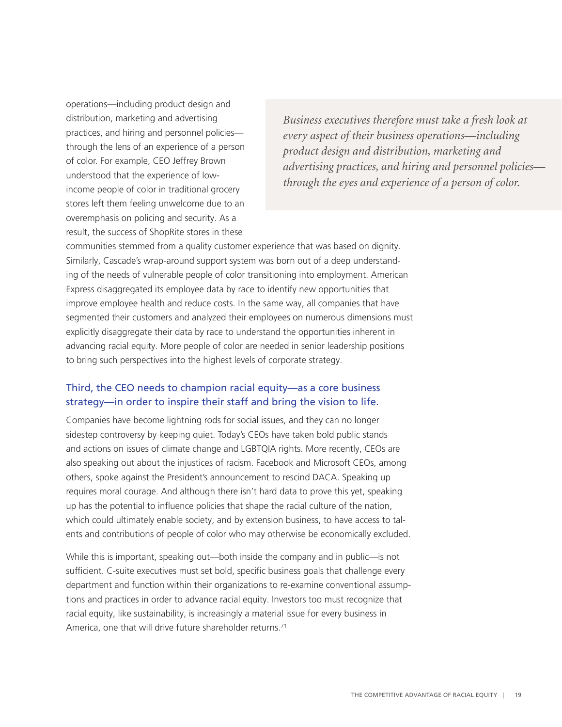operations—including product design and distribution, marketing and advertising practices, and hiring and personnel policies—through the lens of an experience of a person of color. For example, CEO Jeffrey Brown understood that the experience of low-income people of color in traditional grocery stores left them feeling unwelcome due to an overemphasis on policing and security. As a result, the success of ShopRite stores in these communities stemmed from a quality customer experience that was based on dignity. Similarly, Cascade's wrap-around support system was born out of a deep understanding of the needs of vulnerable people of color transitioning into employment. American Express disaggregated its employee data by race to identify new opportunities that improve employee health and reduce costs. In the same way, all companies that have segmented their customers and analyzed their employees on numerous dimensions must explicitly disaggregate their data by race to understand the opportunities inherent in advancing racial equity. More people of color are needed in senior leadership positions to bring such perspectives into the highest levels of corporate strategy.

> *Business executives therefore must take a fresh look at every aspect of their business operations—including product design and distribution, marketing and advertising practices, and hiring and personnel policies—through the eyes and experience of a person of color.*

### Third, the CEO needs to champion racial equity—as a core business strategy—in order to inspire their staff and bring the vision to life.

Companies have become lightning rods for social issues, and they can no longer sidestep controversy by keeping quiet. Today's CEOs have taken bold public stands and actions on issues of climate change and LGBTQIA rights. More recently, CEOs are also speaking out about the injustices of racism. Facebook and Microsoft CEOs, among others, spoke against the President's announcement to rescind DACA. Speaking up requires moral courage. And although there isn't hard data to prove this yet, speaking up has the potential to influence policies that shape the racial culture of the nation, which could ultimately enable society, and by extension business, to have access to talents and contributions of people of color who may otherwise be economically excluded.

While this is important, speaking out—both inside the company and in public—is not sufficient. C-suite executives must set bold, specific business goals that challenge every department and function within their organizations to re-examine conventional assumptions and practices in order to advance racial equity. Investors too must recognize that racial equity, like sustainability, is increasingly a material issue for every business in America, one that will drive future shareholder returns.[71]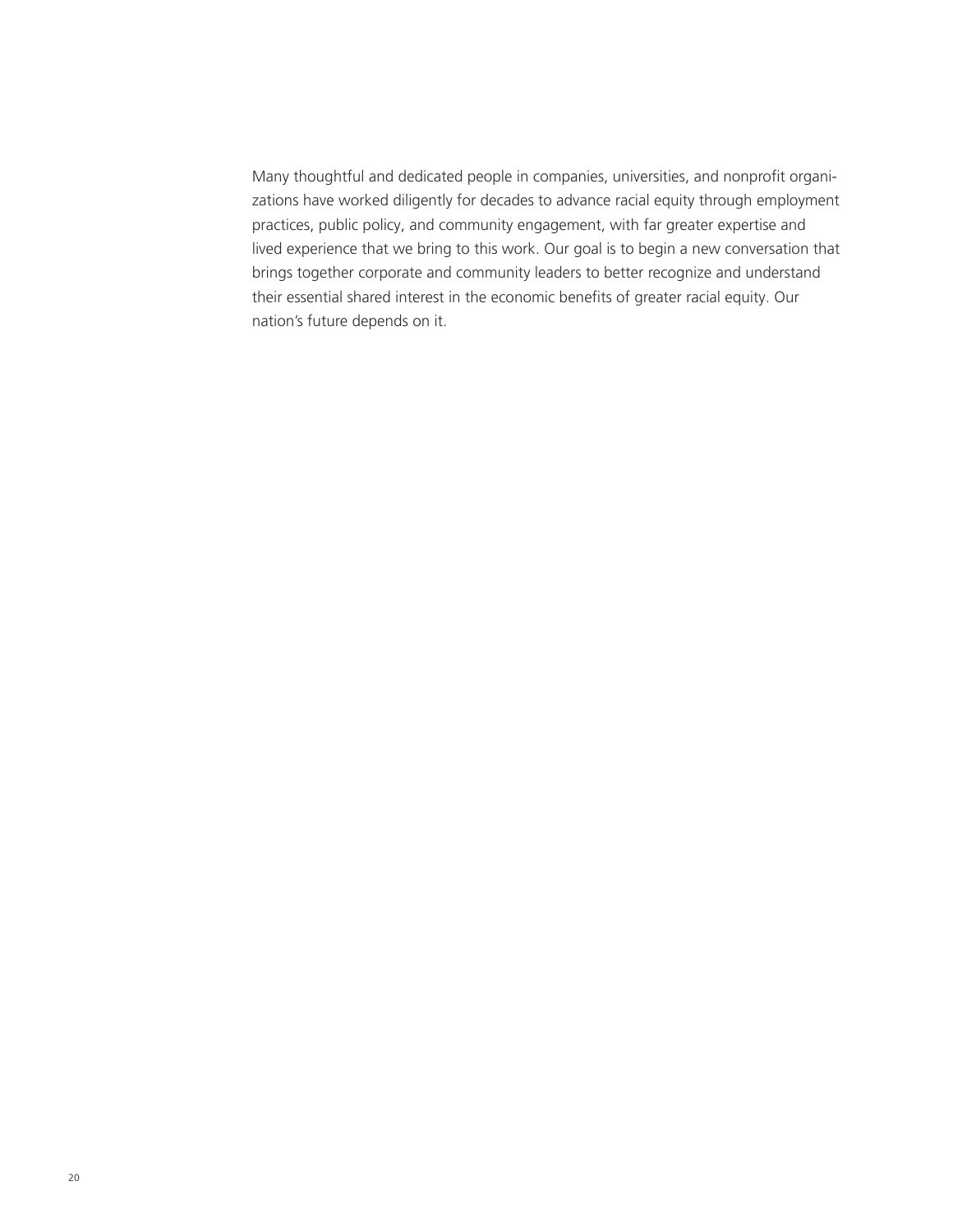Many thoughtful and dedicated people in companies, universities, and nonprofit organizations have worked diligently for decades to advance racial equity through employment practices, public policy, and community engagement, with far greater expertise and lived experience that we bring to this work. Our goal is to begin a new conversation that brings together corporate and community leaders to better recognize and understand their essential shared interest in the economic benefits of greater racial equity. Our nation's future depends on it.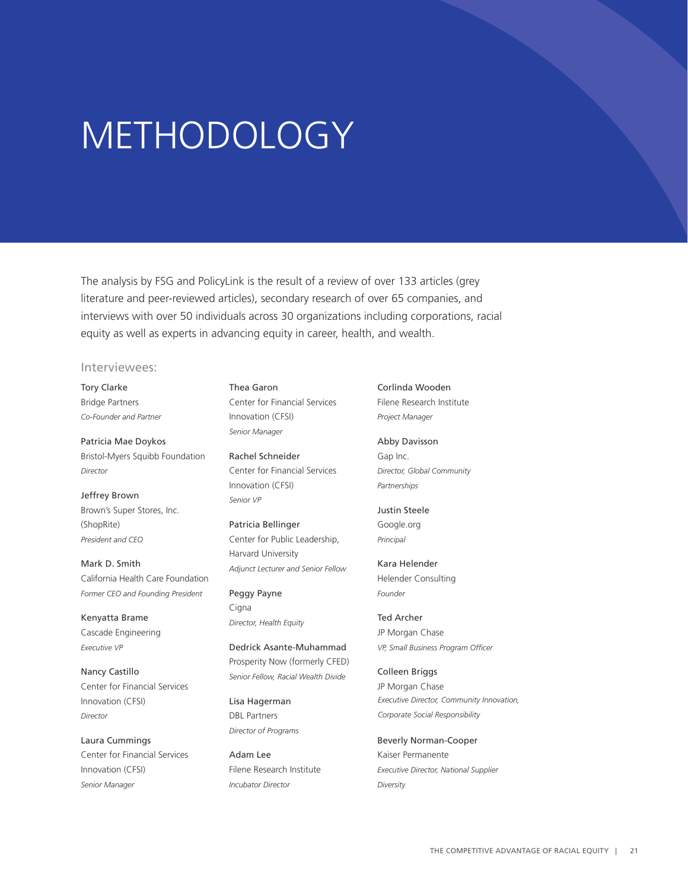# METHODOLOGY

The analysis by FSG and PolicyLink is the result of a review of over 133 articles (grey literature and peer-reviewed articles), secondary research of over 65 companies, and interviews with over 50 individuals across 30 organizations including corporations, racial equity as well as experts in advancing equity in career, health, and wealth.

## Interviewees:

Tory Clarke
Bridge Partners
*Co-Founder and Partner*

Patricia Mae Doykos
Bristol-Myers Squibb Foundation
*Director*

Jeffrey Brown
Brown's Super Stores, Inc. (ShopRite)
*President and CEO*

Mark D. Smith
California Health Care Foundation
*Former CEO and Founding President*

Kenyatta Brame
Cascade Engineering
*Executive VP*

Nancy Castillo
Center for Financial Services Innovation (CFSI)
*Director*

Laura Cummings
Center for Financial Services Innovation (CFSI)
*Senior Manager*

Thea Garon
Center for Financial Services Innovation (CFSI)
*Senior Manager*

Rachel Schneider
Center for Financial Services Innovation (CFSI)
*Senior VP*

Patricia Bellinger
Center for Public Leadership, Harvard University
*Adjunct Lecturer and Senior Fellow*

Peggy Payne
Cigna
*Director, Health Equity*

Dedrick Asante-Muhammad
Prosperity Now (formerly CFED)
*Senior Fellow, Racial Wealth Divide*

Lisa Hagerman
DBL Partners
*Director of Programs*

Adam Lee
Filene Research Institute
*Incubator Director*

Corlinda Wooden
Filene Research Institute
*Project Manager*

Abby Davisson
Gap Inc.
*Director, Global Community Partnerships*

Justin Steele
Google.org
*Principal*

Kara Helender
Helender Consulting
*Founder*

Ted Archer
JP Morgan Chase
*VP, Small Business Program Officer*

Colleen Briggs
JP Morgan Chase
*Executive Director, Community Innovation, Corporate Social Responsibility*

Beverly Norman-Cooper
Kaiser Permanente
*Executive Director, National Supplier Diversity*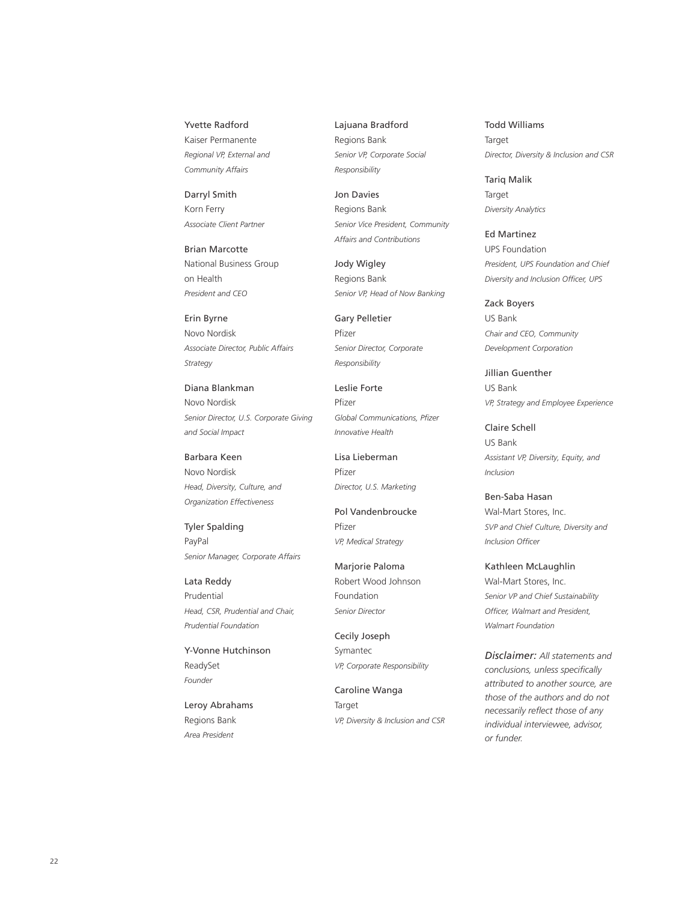Yvette Radford
Kaiser Permanente
*Regional VP, External and Community Affairs*

Darryl Smith
Korn Ferry
*Associate Client Partner*

Brian Marcotte
National Business Group on Health
*President and CEO*

Erin Byrne
Novo Nordisk
*Associate Director, Public Affairs Strategy*

Diana Blankman
Novo Nordisk
*Senior Director, U.S. Corporate Giving and Social Impact*

Barbara Keen
Novo Nordisk
*Head, Diversity, Culture, and Organization Effectiveness*

Tyler Spalding
PayPal
*Senior Manager, Corporate Affairs*

Lata Reddy
Prudential
*Head, CSR, Prudential and Chair, Prudential Foundation*

Y-Vonne Hutchinson
ReadySet
*Founder*

Leroy Abrahams
Regions Bank
*Area President*

Lajuana Bradford
Regions Bank
*Senior VP, Corporate Social Responsibility*

Jon Davies
Regions Bank
*Senior Vice President, Community Affairs and Contributions*

Jody Wigley
Regions Bank
*Senior VP, Head of Now Banking*

Gary Pelletier
Pfizer
*Senior Director, Corporate Responsibility*

Leslie Forte
Pfizer
*Global Communications, Pfizer Innovative Health*

Lisa Lieberman
Pfizer
*Director, U.S. Marketing*

Pol Vandenbroucke
Pfizer
*VP, Medical Strategy*

Marjorie Paloma
Robert Wood Johnson Foundation
*Senior Director*

Cecily Joseph
Symantec
*VP, Corporate Responsibility*

Caroline Wanga
Target
*VP, Diversity & Inclusion and CSR*

Todd Williams
Target
*Director, Diversity & Inclusion and CSR*

Tariq Malik
Target
*Diversity Analytics*

Ed Martinez
UPS Foundation
*President, UPS Foundation and Chief Diversity and Inclusion Officer, UPS*

Zack Boyers
US Bank
*Chair and CEO, Community Development Corporation*

Jillian Guenther
US Bank
*VP, Strategy and Employee Experience*

Claire Schell
US Bank
*Assistant VP, Diversity, Equity, and Inclusion*

Ben-Saba Hasan
Wal-Mart Stores, Inc.
*SVP and Chief Culture, Diversity and Inclusion Officer*

Kathleen McLaughlin
Wal-Mart Stores, Inc.
*Senior VP and Chief Sustainability Officer, Walmart and President, Walmart Foundation*

*Disclaimer: All statements and conclusions, unless specifically attributed to another source, are those of the authors and do not necessarily reflect those of any individual interviewee, advisor, or funder.*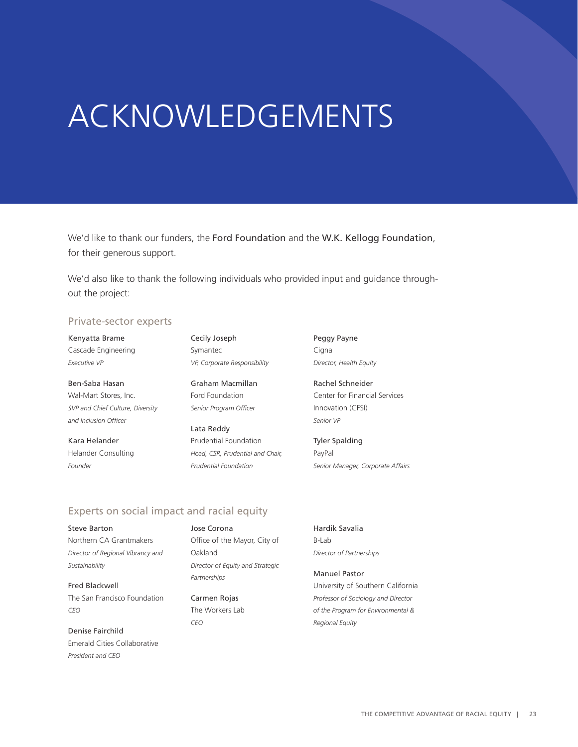# ACKNOWLEDGEMENTS

We'd like to thank our funders, the **Ford Foundation** and the **W.K. Kellogg Foundation**, for their generous support.

We'd also like to thank the following individuals who provided input and guidance throughout the project:

## Private-sector experts

**Kenyatta Brame**
Cascade Engineering
*Executive VP*

**Ben-Saba Hasan**
Wal-Mart Stores, Inc.
*SVP and Chief Culture, Diversity and Inclusion Officer*

**Kara Helander**
Helander Consulting
*Founder*

**Cecily Joseph**
Symantec
*VP, Corporate Responsibility*

**Graham Macmillan**
Ford Foundation
*Senior Program Officer*

**Lata Reddy**
Prudential Foundation
*Head, CSR, Prudential and Chair, Prudential Foundation*

**Peggy Payne**
Cigna
*Director, Health Equity*

**Rachel Schneider**
Center for Financial Services Innovation (CFSI)
*Senior VP*

**Tyler Spalding**
PayPal
*Senior Manager, Corporate Affairs*

## Experts on social impact and racial equity

**Steve Barton**
Northern CA Grantmakers
*Director of Regional Vibrancy and Sustainability*

**Fred Blackwell**
The San Francisco Foundation
*CEO*

**Denise Fairchild**
Emerald Cities Collaborative
*President and CEO*

**Jose Corona**
Office of the Mayor, City of Oakland
*Director of Equity and Strategic Partnerships*

**Carmen Rojas**
The Workers Lab
*CEO*

**Hardik Savalia**
B-Lab
*Director of Partnerships*

**Manuel Pastor**
University of Southern California
*Professor of Sociology and Director of the Program for Environmental & Regional Equity*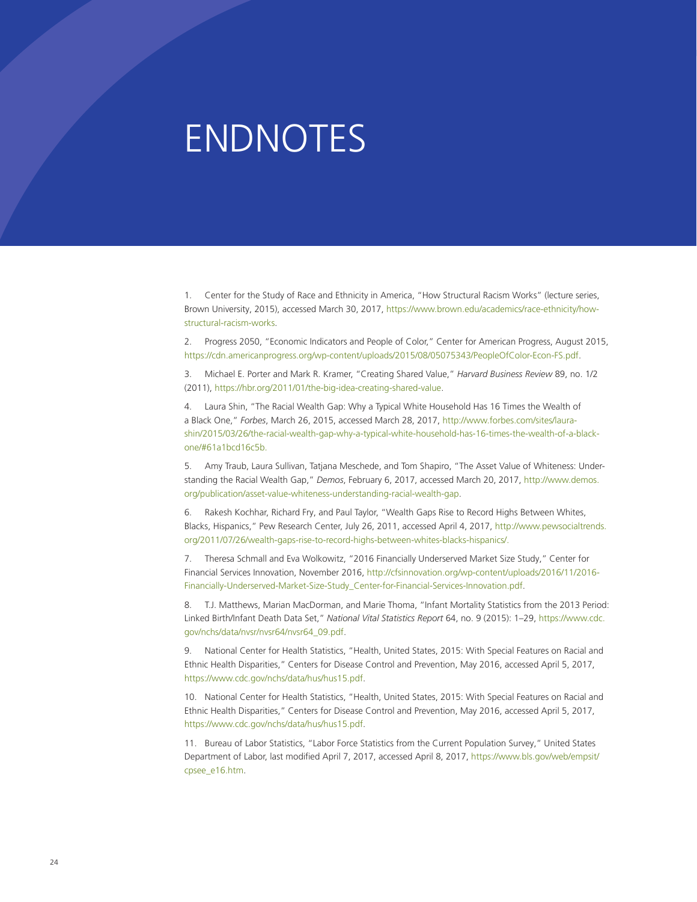# ENDNOTES

1. Center for the Study of Race and Ethnicity in America, "How Structural Racism Works" (lecture series, Brown University, 2015), accessed March 30, 2017, https://www.brown.edu/academics/race-ethnicity/how-structural-racism-works.

2. Progress 2050, "Economic Indicators and People of Color," Center for American Progress, August 2015, https://cdn.americanprogress.org/wp-content/uploads/2015/08/05075343/PeopleOfColor-Econ-FS.pdf.

3. Michael E. Porter and Mark R. Kramer, "Creating Shared Value," *Harvard Business Review* 89, no. 1/2 (2011), https://hbr.org/2011/01/the-big-idea-creating-shared-value.

4. Laura Shin, "The Racial Wealth Gap: Why a Typical White Household Has 16 Times the Wealth of a Black One," *Forbes*, March 26, 2015, accessed March 28, 2017, http://www.forbes.com/sites/laura-shin/2015/03/26/the-racial-wealth-gap-why-a-typical-white-household-has-16-times-the-wealth-of-a-black-one/#61a1bcd16c5b.

5. Amy Traub, Laura Sullivan, Tatjana Meschede, and Tom Shapiro, "The Asset Value of Whiteness: Understanding the Racial Wealth Gap," *Demos*, February 6, 2017, accessed March 20, 2017, http://www.demos.org/publication/asset-value-whiteness-understanding-racial-wealth-gap.

6. Rakesh Kochhar, Richard Fry, and Paul Taylor, "Wealth Gaps Rise to Record Highs Between Whites, Blacks, Hispanics," Pew Research Center, July 26, 2011, accessed April 4, 2017, http://www.pewsocialtrends.org/2011/07/26/wealth-gaps-rise-to-record-highs-between-whites-blacks-hispanics/.

7. Theresa Schmall and Eva Wolkowitz, "2016 Financially Underserved Market Size Study," Center for Financial Services Innovation, November 2016, http://cfsinnovation.org/wp-content/uploads/2016/11/2016-Financially-Underserved-Market-Size-Study_Center-for-Financial-Services-Innovation.pdf.

8. T.J. Matthews, Marian MacDorman, and Marie Thoma, "Infant Mortality Statistics from the 2013 Period: Linked Birth/Infant Death Data Set," *National Vital Statistics Report* 64, no. 9 (2015): 1–29, https://www.cdc.gov/nchs/data/nvsr/nvsr64/nvsr64_09.pdf.

9. National Center for Health Statistics, "Health, United States, 2015: With Special Features on Racial and Ethnic Health Disparities," Centers for Disease Control and Prevention, May 2016, accessed April 5, 2017, https://www.cdc.gov/nchs/data/hus/hus15.pdf.

10. National Center for Health Statistics, "Health, United States, 2015: With Special Features on Racial and Ethnic Health Disparities," Centers for Disease Control and Prevention, May 2016, accessed April 5, 2017, https://www.cdc.gov/nchs/data/hus/hus15.pdf.

11. Bureau of Labor Statistics, "Labor Force Statistics from the Current Population Survey," United States Department of Labor, last modified April 7, 2017, accessed April 8, 2017, https://www.bls.gov/web/empsit/cpsee_e16.htm.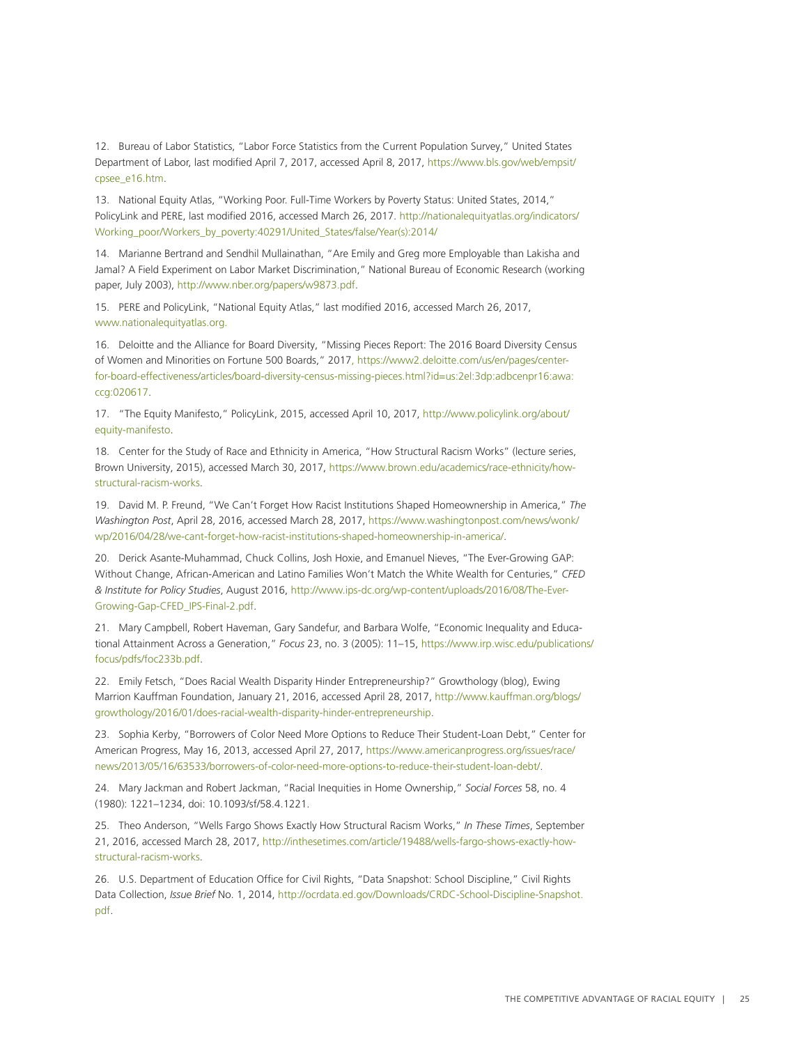12. Bureau of Labor Statistics, "Labor Force Statistics from the Current Population Survey," United States Department of Labor, last modified April 7, 2017, accessed April 8, 2017, https://www.bls.gov/web/empsit/cpsee_e16.htm.

13. National Equity Atlas, "Working Poor. Full-Time Workers by Poverty Status: United States, 2014," PolicyLink and PERE, last modified 2016, accessed March 26, 2017. http://nationalequityatlas.org/indicators/Working_poor/Workers_by_poverty:40291/United_States/false/Year(s):2014/

14. Marianne Bertrand and Sendhil Mullainathan, "Are Emily and Greg more Employable than Lakisha and Jamal? A Field Experiment on Labor Market Discrimination," National Bureau of Economic Research (working paper, July 2003), http://www.nber.org/papers/w9873.pdf.

15. PERE and PolicyLink, "National Equity Atlas," last modified 2016, accessed March 26, 2017, www.nationalequityatlas.org.

16. Deloitte and the Alliance for Board Diversity, "Missing Pieces Report: The 2016 Board Diversity Census of Women and Minorities on Fortune 500 Boards," 2017, https://www2.deloitte.com/us/en/pages/center-for-board-effectiveness/articles/board-diversity-census-missing-pieces.html?id=us:2el:3dp:adbcenpr16:awa:ccg:020617.

17. "The Equity Manifesto," PolicyLink, 2015, accessed April 10, 2017, http://www.policylink.org/about/equity-manifesto.

18. Center for the Study of Race and Ethnicity in America, "How Structural Racism Works" (lecture series, Brown University, 2015), accessed March 30, 2017, https://www.brown.edu/academics/race-ethnicity/how-structural-racism-works.

19. David M. P. Freund, "We Can't Forget How Racist Institutions Shaped Homeownership in America," *The Washington Post*, April 28, 2016, accessed March 28, 2017, https://www.washingtonpost.com/news/wonk/wp/2016/04/28/we-cant-forget-how-racist-institutions-shaped-homeownership-in-america/.

20. Derick Asante-Muhammad, Chuck Collins, Josh Hoxie, and Emanuel Nieves, "The Ever-Growing GAP: Without Change, African-American and Latino Families Won't Match the White Wealth for Centuries," *CFED & Institute for Policy Studies*, August 2016, http://www.ips-dc.org/wp-content/uploads/2016/08/The-Ever-Growing-Gap-CFED_IPS-Final-2.pdf.

21. Mary Campbell, Robert Haveman, Gary Sandefur, and Barbara Wolfe, "Economic Inequality and Educational Attainment Across a Generation," *Focus* 23, no. 3 (2005): 11–15, https://www.irp.wisc.edu/publications/focus/pdfs/foc233b.pdf.

22. Emily Fetsch, "Does Racial Wealth Disparity Hinder Entrepreneurship?" Growthology (blog), Ewing Marrion Kauffman Foundation, January 21, 2016, accessed April 28, 2017, http://www.kauffman.org/blogs/growthology/2016/01/does-racial-wealth-disparity-hinder-entrepreneurship.

23. Sophia Kerby, "Borrowers of Color Need More Options to Reduce Their Student-Loan Debt," Center for American Progress, May 16, 2013, accessed April 27, 2017, https://www.americanprogress.org/issues/race/news/2013/05/16/63533/borrowers-of-color-need-more-options-to-reduce-their-student-loan-debt/.

24. Mary Jackman and Robert Jackman, "Racial Inequities in Home Ownership," *Social Forces* 58, no. 4 (1980): 1221–1234, doi: 10.1093/sf/58.4.1221.

25. Theo Anderson, "Wells Fargo Shows Exactly How Structural Racism Works," *In These Times*, September 21, 2016, accessed March 28, 2017, http://inthesetimes.com/article/19488/wells-fargo-shows-exactly-how-structural-racism-works.

26. U.S. Department of Education Office for Civil Rights, "Data Snapshot: School Discipline," Civil Rights Data Collection, *Issue Brief* No. 1, 2014, http://ocrdata.ed.gov/Downloads/CRDC-School-Discipline-Snapshot.pdf.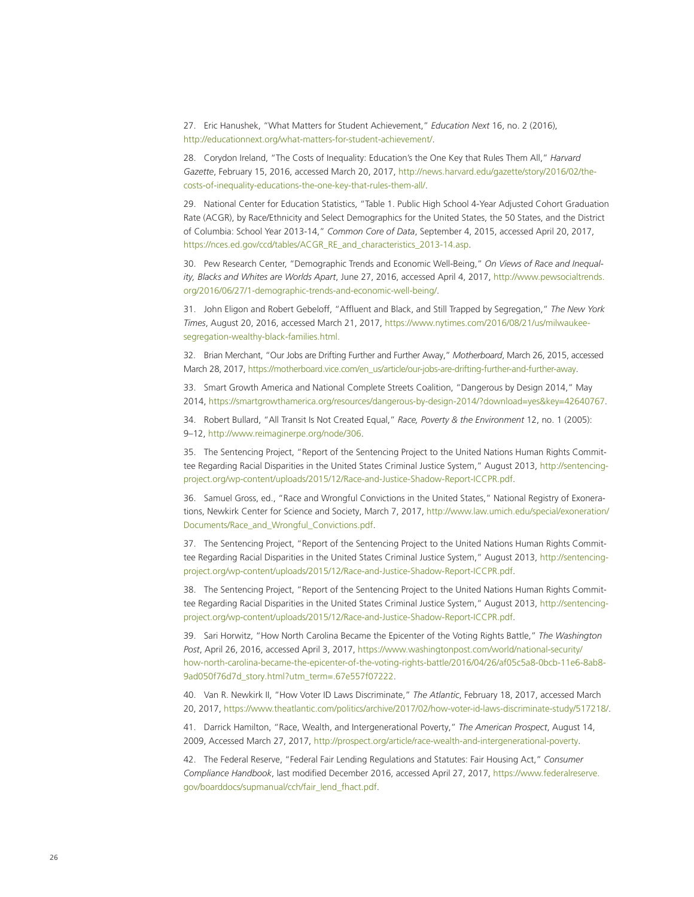27. Eric Hanushek, "What Matters for Student Achievement," *Education Next* 16, no. 2 (2016), http://educationnext.org/what-matters-for-student-achievement/.

28. Corydon Ireland, "The Costs of Inequality: Education's the One Key that Rules Them All," *Harvard Gazette*, February 15, 2016, accessed March 20, 2017, http://news.harvard.edu/gazette/story/2016/02/the-costs-of-inequality-educations-the-one-key-that-rules-them-all/.

29. National Center for Education Statistics, "Table 1. Public High School 4-Year Adjusted Cohort Graduation Rate (ACGR), by Race/Ethnicity and Select Demographics for the United States, the 50 States, and the District of Columbia: School Year 2013-14," *Common Core of Data*, September 4, 2015, accessed April 20, 2017, https://nces.ed.gov/ccd/tables/ACGR_RE_and_characteristics_2013-14.asp.

30. Pew Research Center, "Demographic Trends and Economic Well-Being," *On Views of Race and Inequality, Blacks and Whites are Worlds Apart*, June 27, 2016, accessed April 4, 2017, http://www.pewsocialtrends.org/2016/06/27/1-demographic-trends-and-economic-well-being/.

31. John Eligon and Robert Gebeloff, "Affluent and Black, and Still Trapped by Segregation," *The New York Times*, August 20, 2016, accessed March 21, 2017, https://www.nytimes.com/2016/08/21/us/milwaukee-segregation-wealthy-black-families.html.

32. Brian Merchant, "Our Jobs are Drifting Further and Further Away," *Motherboard*, March 26, 2015, accessed March 28, 2017, https://motherboard.vice.com/en_us/article/our-jobs-are-drifting-further-and-further-away.

33. Smart Growth America and National Complete Streets Coalition, "Dangerous by Design 2014," May 2014, https://smartgrowthamerica.org/resources/dangerous-by-design-2014/?download=yes&key=42640767.

34. Robert Bullard, "All Transit Is Not Created Equal," *Race, Poverty & the Environment* 12, no. 1 (2005): 9–12, http://www.reimaginerpe.org/node/306.

35. The Sentencing Project, "Report of the Sentencing Project to the United Nations Human Rights Committee Regarding Racial Disparities in the United States Criminal Justice System," August 2013, http://sentencingproject.org/wp-content/uploads/2015/12/Race-and-Justice-Shadow-Report-ICCPR.pdf.

36. Samuel Gross, ed., "Race and Wrongful Convictions in the United States," National Registry of Exonerations, Newkirk Center for Science and Society, March 7, 2017, http://www.law.umich.edu/special/exoneration/Documents/Race_and_Wrongful_Convictions.pdf.

37. The Sentencing Project, "Report of the Sentencing Project to the United Nations Human Rights Committee Regarding Racial Disparities in the United States Criminal Justice System," August 2013, http://sentencingproject.org/wp-content/uploads/2015/12/Race-and-Justice-Shadow-Report-ICCPR.pdf.

38. The Sentencing Project, "Report of the Sentencing Project to the United Nations Human Rights Committee Regarding Racial Disparities in the United States Criminal Justice System," August 2013, http://sentencingproject.org/wp-content/uploads/2015/12/Race-and-Justice-Shadow-Report-ICCPR.pdf.

39. Sari Horwitz, "How North Carolina Became the Epicenter of the Voting Rights Battle," *The Washington Post*, April 26, 2016, accessed April 3, 2017, https://www.washingtonpost.com/world/national-security/how-north-carolina-became-the-epicenter-of-the-voting-rights-battle/2016/04/26/af05c5a8-0bcb-11e6-8ab8-9ad050f76d7d_story.html?utm_term=.67e557f07222.

40. Van R. Newkirk II, "How Voter ID Laws Discriminate," *The Atlantic*, February 18, 2017, accessed March 20, 2017, https://www.theatlantic.com/politics/archive/2017/02/how-voter-id-laws-discriminate-study/517218/.

41. Darrick Hamilton, "Race, Wealth, and Intergenerational Poverty," *The American Prospect*, August 14, 2009, Accessed March 27, 2017, http://prospect.org/article/race-wealth-and-intergenerational-poverty.

42. The Federal Reserve, "Federal Fair Lending Regulations and Statutes: Fair Housing Act," *Consumer Compliance Handbook*, last modified December 2016, accessed April 27, 2017, https://www.federalreserve.gov/boarddocs/supmanual/cch/fair_lend_fhact.pdf.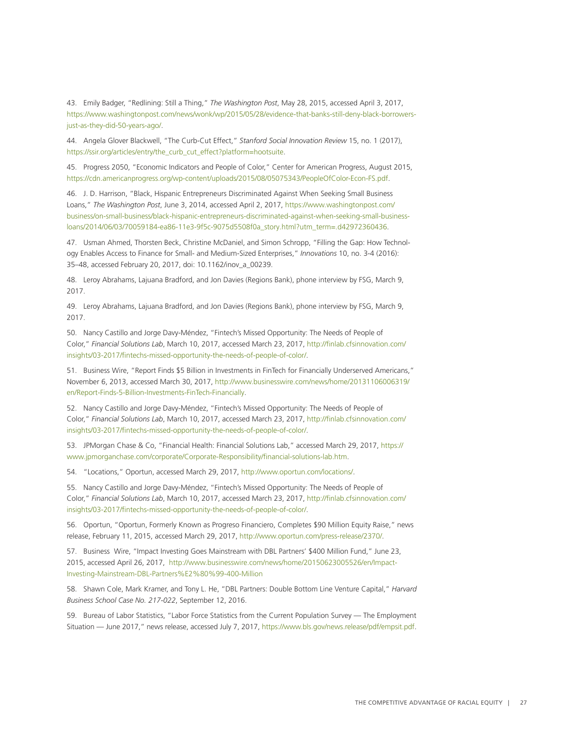43. Emily Badger, "Redlining: Still a Thing," *The Washington Post*, May 28, 2015, accessed April 3, 2017, https://www.washingtonpost.com/news/wonk/wp/2015/05/28/evidence-that-banks-still-deny-black-borrowers-just-as-they-did-50-years-ago/.

44. Angela Glover Blackwell, "The Curb-Cut Effect," *Stanford Social Innovation Review* 15, no. 1 (2017), https://ssir.org/articles/entry/the_curb_cut_effect?platform=hootsuite.

45. Progress 2050, "Economic Indicators and People of Color," Center for American Progress, August 2015, https://cdn.americanprogress.org/wp-content/uploads/2015/08/05075343/PeopleOfColor-Econ-FS.pdf.

46. J. D. Harrison, "Black, Hispanic Entrepreneurs Discriminated Against When Seeking Small Business Loans," *The Washington Post*, June 3, 2014, accessed April 2, 2017, https://www.washingtonpost.com/business/on-small-business/black-hispanic-entrepreneurs-discriminated-against-when-seeking-small-business-loans/2014/06/03/70059184-ea86-11e3-9f5c-9075d5508f0a_story.html?utm_term=.d42972360436.

47. Usman Ahmed, Thorsten Beck, Christine McDaniel, and Simon Schropp, "Filling the Gap: How Technology Enables Access to Finance for Small- and Medium-Sized Enterprises," *Innovations* 10, no. 3-4 (2016): 35–48, accessed February 20, 2017, doi: 10.1162/inov_a_00239.

48. Leroy Abrahams, Lajuana Bradford, and Jon Davies (Regions Bank), phone interview by FSG, March 9, 2017.

49. Leroy Abrahams, Lajuana Bradford, and Jon Davies (Regions Bank), phone interview by FSG, March 9, 2017.

50. Nancy Castillo and Jorge Davy-Méndez, "Fintech's Missed Opportunity: The Needs of People of Color," *Financial Solutions Lab*, March 10, 2017, accessed March 23, 2017, http://finlab.cfsinnovation.com/insights/03-2017/fintechs-missed-opportunity-the-needs-of-people-of-color/.

51. Business Wire, "Report Finds $5 Billion in Investments in FinTech for Financially Underserved Americans," November 6, 2013, accessed March 30, 2017, http://www.businesswire.com/news/home/20131106006319/en/Report-Finds-5-Billion-Investments-FinTech-Financially.

52. Nancy Castillo and Jorge Davy-Méndez, "Fintech's Missed Opportunity: The Needs of People of Color," *Financial Solutions Lab*, March 10, 2017, accessed March 23, 2017, http://finlab.cfsinnovation.com/insights/03-2017/fintechs-missed-opportunity-the-needs-of-people-of-color/.

53. JPMorgan Chase & Co, "Financial Health: Financial Solutions Lab," accessed March 29, 2017, https://www.jpmorganchase.com/corporate/Corporate-Responsibility/financial-solutions-lab.htm.

54. "Locations," Oportun, accessed March 29, 2017, http://www.oportun.com/locations/.

55. Nancy Castillo and Jorge Davy-Méndez, "Fintech's Missed Opportunity: The Needs of People of Color," *Financial Solutions Lab*, March 10, 2017, accessed March 23, 2017, http://finlab.cfsinnovation.com/insights/03-2017/fintechs-missed-opportunity-the-needs-of-people-of-color/.

56. Oportun, "Oportun, Formerly Known as Progreso Financiero, Completes $90 Million Equity Raise," news release, February 11, 2015, accessed March 29, 2017, http://www.oportun.com/press-release/2370/.

57. Business Wire, "Impact Investing Goes Mainstream with DBL Partners' $400 Million Fund," June 23, 2015, accessed April 26, 2017, http://www.businesswire.com/news/home/20150623005526/en/Impact-Investing-Mainstream-DBL-Partners%E2%80%99-400-Million

58. Shawn Cole, Mark Kramer, and Tony L. He, "DBL Partners: Double Bottom Line Venture Capital," *Harvard Business School Case No. 217-022*, September 12, 2016.

59. Bureau of Labor Statistics, "Labor Force Statistics from the Current Population Survey — The Employment Situation — June 2017," news release, accessed July 7, 2017, https://www.bls.gov/news.release/pdf/empsit.pdf.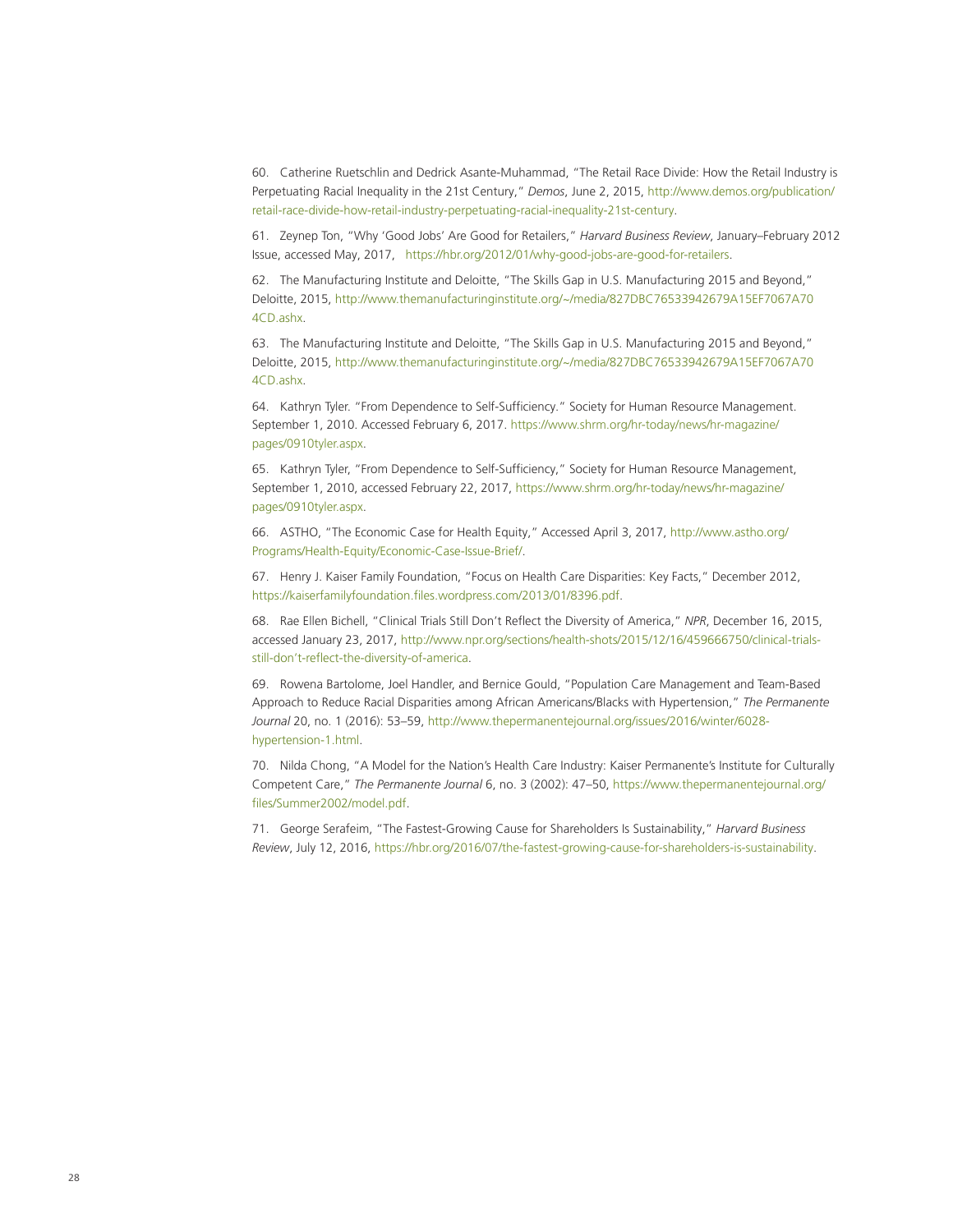60. Catherine Ruetschlin and Dedrick Asante-Muhammad, "The Retail Race Divide: How the Retail Industry is Perpetuating Racial Inequality in the 21st Century," *Demos*, June 2, 2015, http://www.demos.org/publication/retail-race-divide-how-retail-industry-perpetuating-racial-inequality-21st-century.

61. Zeynep Ton, "Why 'Good Jobs' Are Good for Retailers," *Harvard Business Review*, January–February 2012 Issue, accessed May, 2017, https://hbr.org/2012/01/why-good-jobs-are-good-for-retailers.

62. The Manufacturing Institute and Deloitte, "The Skills Gap in U.S. Manufacturing 2015 and Beyond," Deloitte, 2015, http://www.themanufacturinginstitute.org/~/media/827DBC76533942679A15EF7067A704CD.ashx.

63. The Manufacturing Institute and Deloitte, "The Skills Gap in U.S. Manufacturing 2015 and Beyond," Deloitte, 2015, http://www.themanufacturinginstitute.org/~/media/827DBC76533942679A15EF7067A704CD.ashx.

64. Kathryn Tyler. "From Dependence to Self-Sufficiency." Society for Human Resource Management. September 1, 2010. Accessed February 6, 2017. https://www.shrm.org/hr-today/news/hr-magazine/pages/0910tyler.aspx.

65. Kathryn Tyler, "From Dependence to Self-Sufficiency," Society for Human Resource Management, September 1, 2010, accessed February 22, 2017, https://www.shrm.org/hr-today/news/hr-magazine/pages/0910tyler.aspx.

66. ASTHO, "The Economic Case for Health Equity," Accessed April 3, 2017, http://www.astho.org/Programs/Health-Equity/Economic-Case-Issue-Brief/.

67. Henry J. Kaiser Family Foundation, "Focus on Health Care Disparities: Key Facts," December 2012, https://kaiserfamilyfoundation.files.wordpress.com/2013/01/8396.pdf.

68. Rae Ellen Bichell, "Clinical Trials Still Don't Reflect the Diversity of America," *NPR*, December 16, 2015, accessed January 23, 2017, http://www.npr.org/sections/health-shots/2015/12/16/459666750/clinical-trials-still-don't-reflect-the-diversity-of-america.

69. Rowena Bartolome, Joel Handler, and Bernice Gould, "Population Care Management and Team-Based Approach to Reduce Racial Disparities among African Americans/Blacks with Hypertension," *The Permanente Journal* 20, no. 1 (2016): 53–59, http://www.thepermanentejournal.org/issues/2016/winter/6028-hypertension-1.html.

70. Nilda Chong, "A Model for the Nation's Health Care Industry: Kaiser Permanente's Institute for Culturally Competent Care," *The Permanente Journal* 6, no. 3 (2002): 47–50, https://www.thepermanentejournal.org/files/Summer2002/model.pdf.

71. George Serafeim, "The Fastest-Growing Cause for Shareholders Is Sustainability," *Harvard Business Review*, July 12, 2016, https://hbr.org/2016/07/the-fastest-growing-cause-for-shareholders-is-sustainability.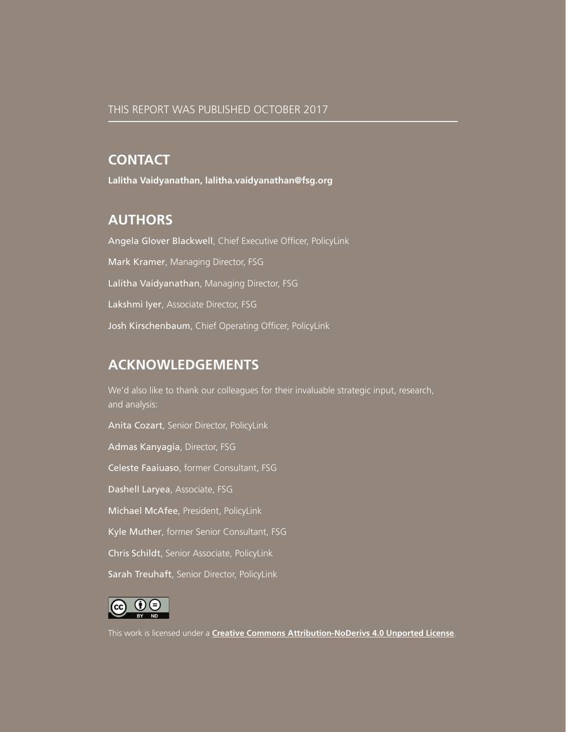THIS REPORT WAS PUBLISHED OCTOBER 2017

## CONTACT

**Lalitha Vaidyanathan, lalitha.vaidyanathan@fsg.org**

## AUTHORS

Angela Glover Blackwell, Chief Executive Officer, PolicyLink

Mark Kramer, Managing Director, FSG

Lalitha Vaidyanathan, Managing Director, FSG

Lakshmi Iyer, Associate Director, FSG

Josh Kirschenbaum, Chief Operating Officer, PolicyLink

## ACKNOWLEDGEMENTS

We'd also like to thank our colleagues for their invaluable strategic input, research, and analysis:

Anita Cozart, Senior Director, PolicyLink

Admas Kanyagia, Director, FSG

Celeste Faaiuaso, former Consultant, FSG

Dashell Laryea, Associate, FSG

Michael McAfee, President, PolicyLink

Kyle Muther, former Senior Consultant, FSG

Chris Schildt, Senior Associate, PolicyLink

Sarah Treuhaft, Senior Director, PolicyLink

This work is licensed under a **Creative Commons Attribution-NoDerivs 4.0 Unported License**.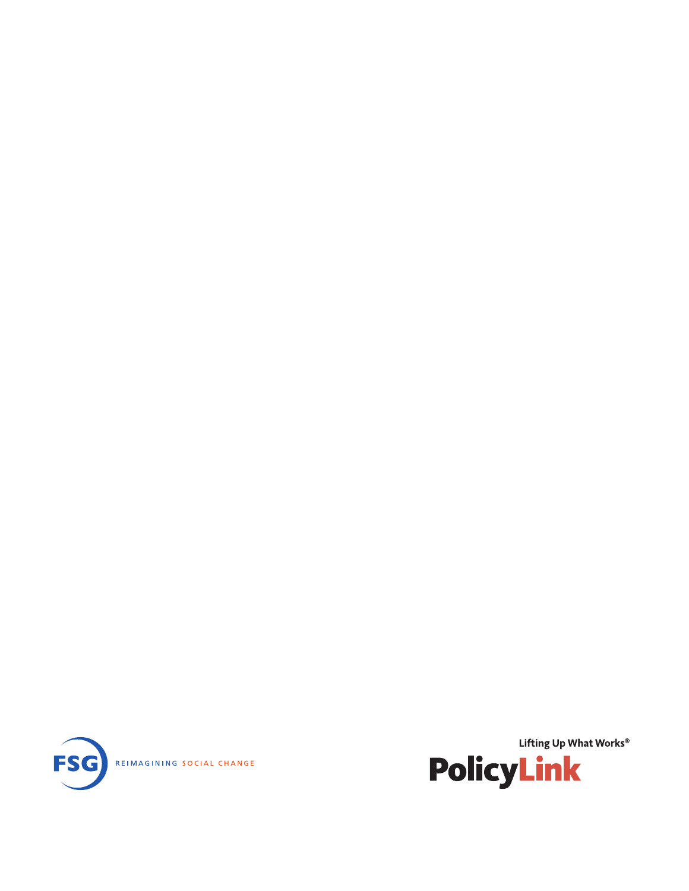FSG REIMAGINING SOCIAL CHANGE

Lifting Up What Works®

PolicyLink